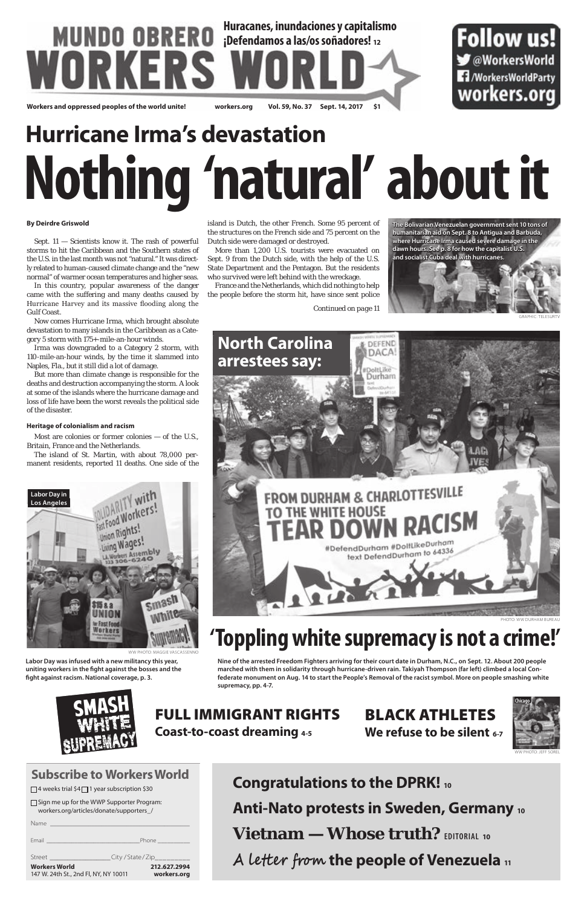# MUNDO OBRERO WORKERS WORLD

**Huracanes, inundaciones y capitalismo**
**¡Defendamos a las/os soñadores! 12**

**Follow us!**
@WorkersWorld
/WorkersWorldParty
workers.org

Workers and oppressed peoples of the world unite! workers.org Vol. 59, No. 37 Sept. 14, 2017 $1

## Hurricane Irma's devastation

# Nothing 'natural' about it

**By Deirdre Griswold**

Sept. 11 — Scientists know it. The rash of powerful storms to hit the Caribbean and the Southern states of the U.S. in the last month was not "natural." It was directly related to human-caused climate change and the "new normal" of warmer ocean temperatures and higher seas.

In this country, popular awareness of the danger came with the suffering and many deaths caused by Hurricane Harvey and its massive flooding along the Gulf Coast.

Now comes Hurricane Irma, which brought absolute devastation to many islands in the Caribbean as a Category 5 storm with 175+-mile-an-hour winds.

Irma was downgraded to a Category 2 storm, with 110-mile-an-hour winds, by the time it slammed into Naples, Fla., but it still did a lot of damage.

But more than climate change is responsible for the deaths and destruction accompanying the storm. A look at some of the islands where the hurricane damage and loss of life have been the worst reveals the political side of the disaster.

**Heritage of colonialism and racism**

Most are colonies or former colonies — of the U.S., Britain, France and the Netherlands.

The island of St. Martin, with about 78,000 permanent residents, reported 11 deaths. One side of the island is Dutch, the other French. Some 95 percent of the structures on the French side and 75 percent on the Dutch side were damaged or destroyed.

More than 1,200 U.S. tourists were evacuated on Sept. 9 from the Dutch side, with the help of the U.S. State Department and the Pentagon. But the residents who survived were left behind with the wreckage.

France and the Netherlands, which did nothing to help the people before the storm hit, have since sent police

*Continued on page 11*

The Bolivarian Venezuelan government sent 10 tons of humanitarian aid on Sept. 8 to Antigua and Barbuda, where Hurricane Irma caused severe damage in the dawn hours. See p. 8 for how the capitalist U.S. and socialist Cuba deal with hurricanes.

GRAPHIC: TELESURTV

Labor Day in Los Angeles

WW PHOTO: MAGGIE VASCASSENNO

Labor Day was infused with a new militancy this year, uniting workers in the fight against the bosses and the fight against racism. National coverage, p. 3.

## North Carolina arrestees say:

PHOTO: WW DURHAM BUREAU

# 'Toppling white supremacy is not a crime!'

Nine of the arrested Freedom Fighters arriving for their court date in Durham, N.C., on Sept. 12. About 200 people marched with them in solidarity through hurricane-driven rain. Takiyah Thompson (far left) climbed a local Confederate monument on Aug. 14 to start the People's Removal of the racist symbol. More on people smashing white supremacy, pp. 4-7.

SMASH WHITE SUPREMACY

**FULL IMMIGRANT RIGHTS**
**Coast-to-coast dreaming 4-5**

**BLACK ATHLETES**
**We refuse to be silent 6-7**

Chicago
WW PHOTO: JEFF SOREL

### Subscribe to Workers World

☐ 4 weeks trial $4 ☐ 1 year subscription $30

☐ Sign me up for the WWP Supporter Program: workers.org/articles/donate/supporters_/

Name ____________

Email ____________ Phone ____________

Street ____________ City / State / Zip ____________

**Workers World** 212.627.2994
147 W. 24th St., 2nd Fl, NY, NY 10011 workers.org

**Congratulations to the DPRK! 10**

**Anti-Nato protests in Sweden, Germany 10**

**Vietnam — Whose truth? EDITORIAL 10**

**A letter from the people of Venezuela 11**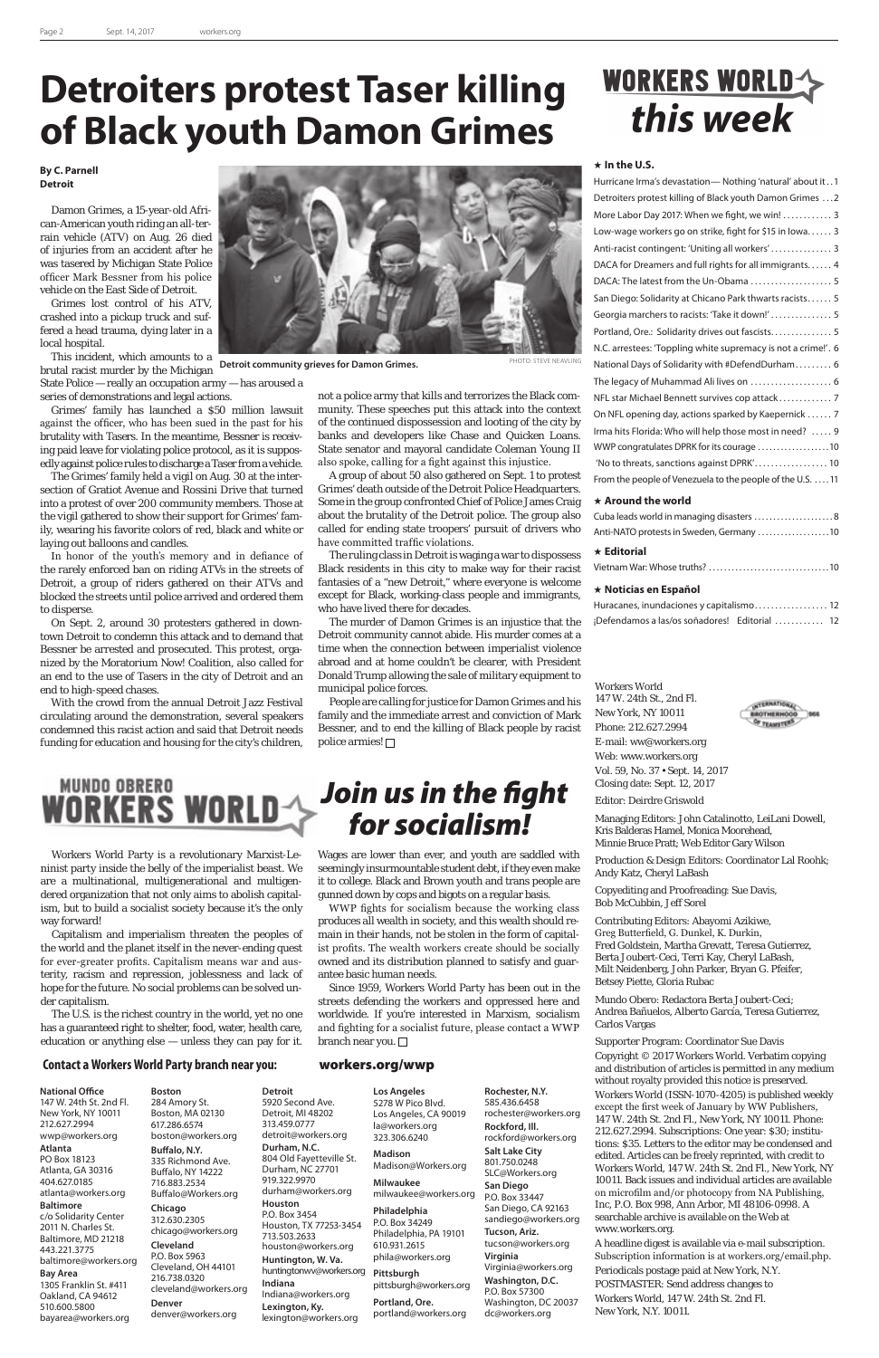# Detroiters protest Taser killing of Black youth Damon Grimes

**By C. Parnell**
**Detroit**

Detroit community grieves for Damon Grimes.

PHOTO: STEVE NEAVLING

Damon Grimes, a 15-year-old African-American youth riding an all-terrain vehicle (ATV) on Aug. 26 died of injuries from an accident after he was tasered by Michigan State Police officer Mark Bessner from his police vehicle on the East Side of Detroit.

Grimes lost control of his ATV, crashed into a pickup truck and suffered a head trauma, dying later in a local hospital.

This incident, which amounts to a brutal racist murder by the Michigan State Police — really an occupation army — has aroused a series of demonstrations and legal actions.

Grimes' family has launched a $50 million lawsuit against the officer, who has been sued in the past for his brutality with Tasers. In the meantime, Bessner is receiving paid leave for violating police protocol, as it is supposedly against police rules to discharge a Taser from a vehicle.

The Grimes' family held a vigil on Aug. 30 at the intersection of Gratiot Avenue and Rossini Drive that turned into a protest of over 200 community members. Those at the vigil gathered to show their support for Grimes' family, wearing his favorite colors of red, black and white or laying out balloons and candles.

In honor of the youth's memory and in defiance of the rarely enforced ban on riding ATVs in the streets of Detroit, a group of riders gathered on their ATVs and blocked the streets until police arrived and ordered them to disperse.

On Sept. 2, around 30 protesters gathered in downtown Detroit to condemn this attack and to demand that Bessner be arrested and prosecuted. This protest, organized by the Moratorium Now! Coalition, also called for an end to the use of Tasers in the city of Detroit and an end to high-speed chases.

With the crowd from the annual Detroit Jazz Festival circulating around the demonstration, several speakers condemned this racist action and said that Detroit needs funding for education and housing for the city's children, not a police army that kills and terrorizes the Black community. These speeches put this attack into the context of the continued dispossession and looting of the city by banks and developers like Chase and Quicken Loans. State senator and mayoral candidate Coleman Young II also spoke, calling for a fight against this injustice.

A group of about 50 also gathered on Sept. 1 to protest Grimes' death outside of the Detroit Police Headquarters. Some in the group confronted Chief of Police James Craig about the brutality of the Detroit police. The group also called for ending state troopers' pursuit of drivers who have committed traffic violations.

The ruling class in Detroit is waging a war to dispossess Black residents in this city to make way for their racist fantasies of a "new Detroit," where everyone is welcome except for Black, working-class people and immigrants, who have lived there for decades.

The murder of Damon Grimes is an injustice that the Detroit community cannot abide. His murder comes at a time when the connection between imperialist violence abroad and at home couldn't be clearer, with President Donald Trump allowing the sale of military equipment to municipal police forces.

People are calling for justice for Damon Grimes and his family and the immediate arrest and conviction of Mark Bessner, and to end the killing of Black people by racist police armies! ☐

# WORKERS WORLD *this week*

**★ In the U.S.**

- Hurricane Irma's devastation— Nothing 'natural' about it . . 1
- Detroiters protest killing of Black youth Damon Grimes . . . 2
- More Labor Day 2017: When we fight, we win! . . . . . . . . . . . . 3
- Low-wage workers go on strike, fight for $15 in Iowa. . . . . . 3
- Anti-racist contingent: 'Uniting all workers' . . . . . . . . . . . . . . . 3
- DACA for Dreamers and full rights for all immigrants. . . . . . 4
- DACA: The latest from the Un-Obama . . . . . . . . . . . . . . . . . . . 5
- San Diego: Solidarity at Chicano Park thwarts racists. . . . . . 5
- Georgia marchers to racists: 'Take it down!' . . . . . . . . . . . . . . 5
- Portland, Ore.: Solidarity drives out fascists. . . . . . . . . . . . . . 5
- N.C. arrestees: 'Toppling white supremacy is not a crime!'. 6
- National Days of Solidarity with #DefendDurham. . . . . . . . . 6
- The legacy of Muhammad Ali lives on . . . . . . . . . . . . . . . . . . . 6
- NFL star Michael Bennett survives cop attack . . . . . . . . . . . . 7
- On NFL opening day, actions sparked by Kaepernick . . . . . . 7
- Irma hits Florida: Who will help those most in need? . . . . . 9
- WWP congratulates DPRK for its courage . . . . . . . . . . . . . . . . . 10
- 'No to threats, sanctions against DPRK'. . . . . . . . . . . . . . . . . . 10
- From the people of Venezuela to the people of the U.S. . . . . 11

**★ Around the world**

- Cuba leads world in managing disasters . . . . . . . . . . . . . . . . . . . 8
- Anti-NATO protests in Sweden, Germany . . . . . . . . . . . . . . . . . . 10

**★ Editorial**

- Vietnam War: Whose truths? . . . . . . . . . . . . . . . . . . . . . . . . . . . . . 10

**★ Noticias en Español**

- Huracanes, inundaciones y capitalismo. . . . . . . . . . . . . . . . . . . 12
- ¡Defendamos a las/os soñadores! Editorial . . . . . . . . . . . . 12

# MUNDO OBRERO WORKERS WORLD — *Join us in the fight for socialism!*

Workers World Party is a revolutionary Marxist-Leninist party inside the belly of the imperialist beast. We are a multinational, multigenerational and multigendered organization that not only aims to abolish capitalism, but to build a socialist society because it's the only way forward!

Capitalism and imperialism threaten the peoples of the world and the planet itself in the never-ending quest for ever-greater profits. Capitalism means war and austerity, racism and repression, joblessness and lack of hope for the future. No social problems can be solved under capitalism.

The U.S. is the richest country in the world, yet no one has a guaranteed right to shelter, food, water, health care, education or anything else — unless they can pay for it. Wages are lower than ever, and youth are saddled with seemingly insurmountable student debt, if they even make it to college. Black and Brown youth and trans people are gunned down by cops and bigots on a regular basis.

WWP fights for socialism because the working class produces all wealth in society, and this wealth should remain in their hands, not be stolen in the form of capitalist profits. The wealth workers create should be socially owned and its distribution planned to satisfy and guarantee basic human needs.

Since 1959, Workers World Party has been out in the streets defending the workers and oppressed here and worldwide. If you're interested in Marxism, socialism and fighting for a socialist future, please contact a WWP branch near you. ☐

### Contact a Workers World Party branch near you: workers.org/wwp

**National Office**
147 W. 24th St. 2nd Fl.
New York, NY 10011
212.627.2994
wwp@workers.org

**Atlanta**
PO Box 18123
Atlanta, GA 30316
404.627.0185
atlanta@workers.org

**Baltimore**
c/o Solidarity Center
2011 N. Charles St.
Baltimore, MD 21218
443.221.3775
baltimore@workers.org

**Bay Area**
1305 Franklin St. #411
Oakland, CA 94612
510.600.5800
bayarea@workers.org

**Boston**
284 Amory St.
Boston, MA 02130
617.286.6574
boston@workers.org

**Buffalo, N.Y.**
335 Richmond Ave.
Buffalo, NY 14222
716.883.2534
Buffalo@Workers.org

**Chicago**
312.630.2305
chicago@workers.org

**Cleveland**
P.O. Box 5963
Cleveland, OH 44101
216.738.0320
cleveland@workers.org

**Denver**
denver@workers.org

**Detroit**
5920 Second Ave.
Detroit, MI 48202
313.459.0777
detroit@workers.org

**Durham, N.C.**
804 Old Fayetteville St.
Durham, NC 27701
919.322.9970
durham@workers.org

**Houston**
P.O. Box 3454
Houston, TX 77253-3454
713.503.2633
houston@workers.org

**Huntington, W. Va.**
huntingtonwv@workers.org

**Indiana**
Indiana@workers.org

**Lexington, Ky.**
lexington@workers.org

**Los Angeles**
5278 W Pico Blvd.
Los Angeles, CA 90019
la@workers.org
323.306.6240

**Madison**
Madison@Workers.org

**Milwaukee**
milwaukee@workers.org

**Philadelphia**
P.O. Box 34249
Philadelphia, PA 19101
610.931.2615
phila@workers.org

**Pittsburgh**
pittsburgh@workers.org

**Portland, Ore.**
portland@workers.org

**Rochester, N.Y.**
585.436.6458
rochester@workers.org

**Rockford, Ill.**
rockford@workers.org

**Salt Lake City**
801.750.0248
SLC@Workers.org

**San Diego**
P.O. Box 33447
San Diego, CA 92163
sandiego@workers.org

**Tucson, Ariz.**
tucson@workers.org

**Virginia**
Virginia@workers.org

**Washington, D.C.**
P.O. Box 57300
Washington, DC 20037
dc@workers.org

---

Workers World
147 W. 24th St., 2nd Fl.
New York, NY 10011
Phone: 212.627.2994
E-mail: ww@workers.org
Web: www.workers.org
Vol. 59, No. 37 • Sept. 14, 2017
Closing date: Sept. 12, 2017

Editor: Deirdre Griswold

Managing Editors: John Catalinotto, LeiLani Dowell, Kris Balderas Hamel, Monica Moorehead, Minnie Bruce Pratt; Web Editor Gary Wilson

Production & Design Editors: Coordinator Lal Roohk; Andy Katz, Cheryl LaBash

Copyediting and Proofreading: Sue Davis, Bob McCubbin, Jeff Sorel

Contributing Editors: Abayomi Azikiwe, Greg Butterfield, G. Dunkel, K. Durkin, Fred Goldstein, Martha Grevatt, Teresa Gutierrez, Berta Joubert-Ceci, Terri Kay, Cheryl LaBash, Milt Neidenberg, John Parker, Bryan G. Pfeifer, Betsey Piette, Gloria Rubac

Mundo Obero: Redactora Berta Joubert-Ceci; Andrea Bañuelos, Alberto García, Teresa Gutierrez, Carlos Vargas

Supporter Program: Coordinator Sue Davis

Copyright © 2017 Workers World. Verbatim copying and distribution of articles is permitted in any medium without royalty provided this notice is preserved.

Workers World (ISSN-1070-4205) is published weekly except the first week of January by WW Publishers, 147 W. 24th St. 2nd Fl., New York, NY 10011. Phone: 212.627.2994. Subscriptions: One year: $30; institutions: $35. Letters to the editor may be condensed and edited. Articles can be freely reprinted, with credit to Workers World, 147 W. 24th St. 2nd Fl., New York, NY 10011. Back issues and individual articles are available on microfilm and/or photocopy from NA Publishing, Inc, P.O. Box 998, Ann Arbor, MI 48106-0998. A searchable archive is available on the Web at www.workers.org.

A headline digest is available via e-mail subscription. Subscription information is at workers.org/email.php.

Periodicals postage paid at New York, N.Y.

POSTMASTER: Send address changes to Workers World, 147 W. 24th St. 2nd Fl. New York, N.Y. 10011.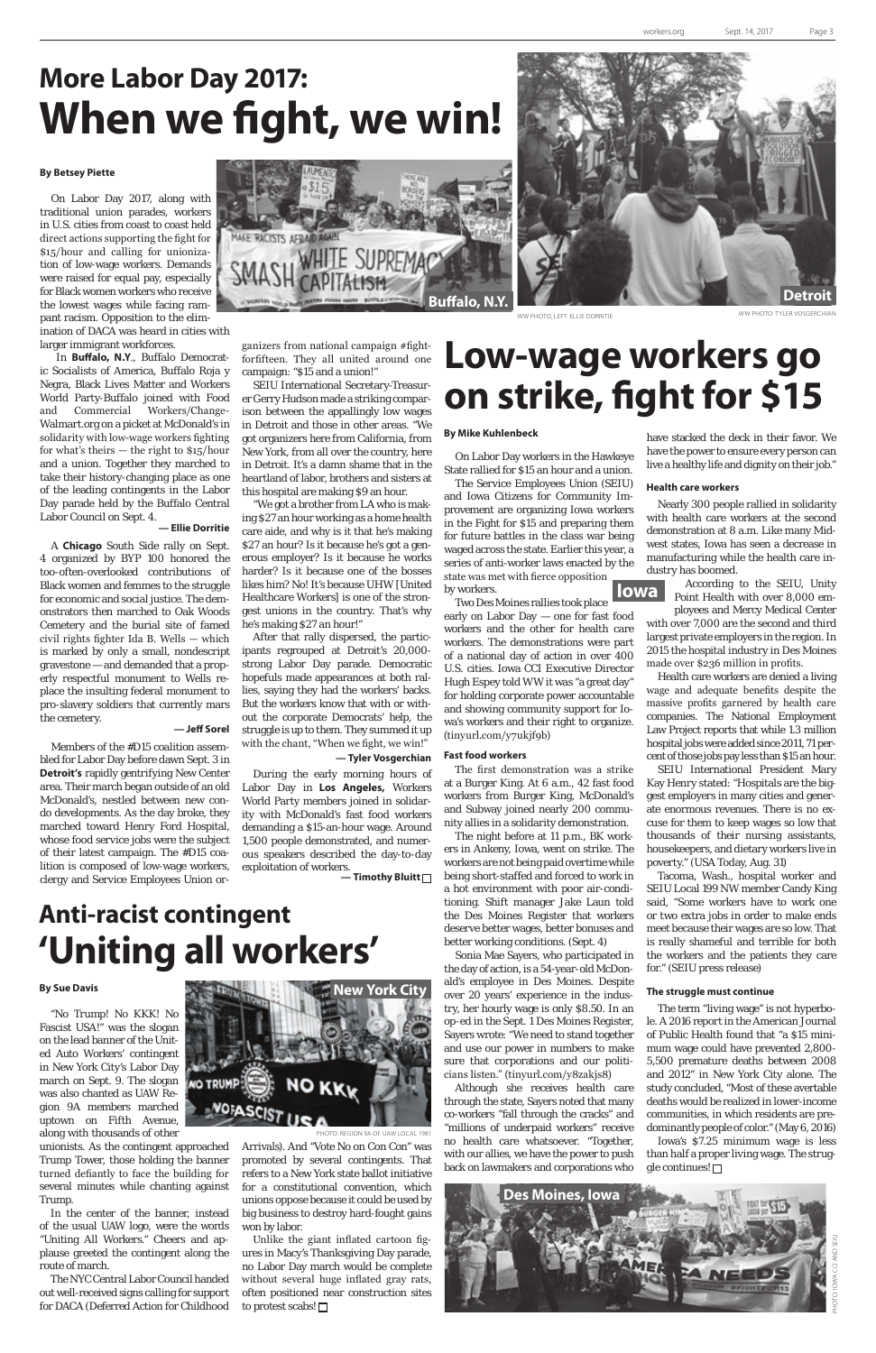# More Labor Day 2017: When we fight, we win!

**By Betsey Piette**

On Labor Day 2017, along with traditional union parades, workers in U.S. cities from coast to coast held direct actions supporting the fight for $15/hour and calling for unionization of low-wage workers. Demands were raised for equal pay, especially for Black women workers who receive the lowest wages while facing rampant racism. Opposition to the elimination of DACA was heard in cities with larger immigrant workforces.

In **Buffalo, N.Y.**, Buffalo Democratic Socialists of America, Buffalo Roja y Negra, Black Lives Matter and Workers World Party-Buffalo joined with Food and Commercial Workers/Change-Walmart.org on a picket at McDonald's in solidarity with low-wage workers fighting for what's theirs — the right to $15/hour and a union. Together they marched to take their history-changing place as one of the leading contingents in the Labor Day parade held by the Buffalo Central Labor Council on Sept. 4.

**— Ellie Dorritie**

A **Chicago** South Side rally on Sept. 4 organized by BYP 100 honored the too-often-overlooked contributions of Black women and femmes to the struggle for economic and social justice. The demonstrators then marched to Oak Woods Cemetery and the burial site of famed civil rights fighter Ida B. Wells — which is marked by only a small, nondescript gravestone — and demanded that a properly respectful monument to Wells replace the insulting federal monument to pro-slavery soldiers that currently mars the cemetery.

**— Jeff Sorel**

Members of the #D15 coalition assembled for Labor Day before dawn Sept. 3 in **Detroit's** rapidly gentrifying New Center area. Their march began outside of an old McDonald's, nestled between new condo developments. As the day broke, they marched toward Henry Ford Hospital, whose food service jobs were the subject of their latest campaign. The #D15 coalition is composed of low-wage workers, clergy and Service Employees Union organizers from national campaign #fightforfifteen. They all united around one campaign: "$15 and a union!"

SEIU International Secretary-Treasurer Gerry Hudson made a striking comparison between the appallingly low wages in Detroit and those in other areas. "We got organizers here from California, from New York, from all over the country, here in Detroit. It's a damn shame that in the heartland of labor, brothers and sisters at this hospital are making $9 an hour.

"We got a brother from LA who is making $27 an hour working as a home health care aide, and why is it that he's making $27 an hour? Is it because he's got a generous employer? Is it because he works harder? Is it because one of the bosses likes him? No! It's because UHW [United Healthcare Workers] is one of the strongest unions in the country. That's why he's making $27 an hour!"

After that rally dispersed, the participants regrouped at Detroit's 20,000-strong Labor Day parade. Democratic hopefuls made appearances at both rallies, saying they had the workers' backs. But the workers know that with or without the corporate Democrats' help, the struggle is up to them. They summed it up with the chant, "When we fight, we win!"

**— Tyler Vosgerchian**

During the early morning hours of Labor Day in **Los Angeles,** Workers World Party members joined in solidarity with McDonald's fast food workers demanding a $15-an-hour wage. Around 1,500 people demonstrated, and numerous speakers described the day-to-day exploitation of workers.

**— Timothy Bluitt**

Buffalo, N.Y.

WW PHOTO, LEFT: ELLIE DORRITIE

Detroit

WW PHOTO: TYLER VOSGERCHIAN

# Low-wage workers go on strike, fight for $15

**By Mike Kuhlenbeck**

On Labor Day workers in the Hawkeye State rallied for $15 an hour and a union.

The Service Employees Union (SEIU) and Iowa Citizens for Community Improvement are organizing Iowa workers in the Fight for $15 and preparing them for future battles in the class war being waged across the state. Earlier this year, a series of anti-worker laws enacted by the state was met with fierce opposition by workers.

**Iowa**

Two Des Moines rallies took place early on Labor Day — one for fast food workers and the other for health care workers. The demonstrations were part of a national day of action in over 400 U.S. cities. Iowa CCI Executive Director Hugh Espey told WW it was "a great day" for holding corporate power accountable and showing community support for Iowa's workers and their right to organize. (tinyurl.com/y7ukjf9b)

### Fast food workers

The first demonstration was a strike at a Burger King. At 6 a.m., 42 fast food workers from Burger King, McDonald's and Subway joined nearly 200 community allies in a solidarity demonstration.

The night before at 11 p.m., BK workers in Ankeny, Iowa, went on strike. The workers are not being paid overtime while being short-staffed and forced to work in a hot environment with poor air-conditioning. Shift manager Jake Laun told the Des Moines Register that workers deserve better wages, better bonuses and better working conditions. (Sept. 4)

Sonia Mae Sayers, who participated in the day of action, is a 54-year-old McDonald's employee in Des Moines. Despite over 20 years' experience in the industry, her hourly wage is only $8.50. In an op-ed in the Sept. 1 Des Moines Register, Sayers wrote: "We need to stand together and use our power in numbers to make sure that corporations and our politicians listen." (tinyurl.com/y8zakjs8)

Although she receives health care through the state, Sayers noted that many co-workers "fall through the cracks" and "millions of underpaid workers" receive no health care whatsoever. "Together, with our allies, we have the power to push back on lawmakers and corporations who have stacked the deck in their favor. We have the power to ensure every person can live a healthy life and dignity on their job."

### Health care workers

Nearly 300 people rallied in solidarity with health care workers at the second demonstration at 8 a.m. Like many Midwest states, Iowa has seen a decrease in manufacturing while the health care industry has boomed.

According to the SEIU, Unity Point Health with over 8,000 employees and Mercy Medical Center with over 7,000 are the second and third largest private employers in the region. In 2015 the hospital industry in Des Moines made over $236 million in profits.

Health care workers are denied a living wage and adequate benefits despite the massive profits garnered by health care companies. The National Employment Law Project reports that while 1.3 million hospital jobs were added since 2011, 71 percent of those jobs pay less than $15 an hour.

SEIU International President Mary Kay Henry stated: "Hospitals are the biggest employers in many cities and generate enormous revenues. There is no excuse for them to keep wages so low that thousands of their nursing assistants, housekeepers, and dietary workers live in poverty." (USA Today, Aug. 31)

Tacoma, Wash., hospital worker and SEIU Local 199 NW member Candy King said, "Some workers have to work one or two extra jobs in order to make ends meet because their wages are so low. That is really shameful and terrible for both the workers and the patients they care for." (SEIU press release)

### The struggle must continue

The term "living wage" is not hyperbole. A 2016 report in the American Journal of Public Health found that "a $15 minimum wage could have prevented 2,800-5,500 premature deaths between 2008 and 2012" in New York City alone. The study concluded, "Most of these avertable deaths would be realized in lower-income communities, in which residents are predominantly people of color." (May 6, 2016)

Iowa's $7.25 minimum wage is less than half a proper living wage. The struggle continues!

Des Moines, Iowa

PHOTO: IOWA CCI AND SEIU

# Anti-racist contingent 'Uniting all workers'

**By Sue Davis**

"No Trump! No KKK! No Fascist USA!" was the slogan on the lead banner of the United Auto Workers' contingent in New York City's Labor Day march on Sept. 9. The slogan was also chanted as UAW Region 9A members marched uptown on Fifth Avenue, along with thousands of other unionists. As the contingent approached Trump Tower, those holding the banner turned defiantly to face the building for several minutes while chanting against Trump.

In the center of the banner, instead of the usual UAW logo, were the words "Uniting All Workers." Cheers and applause greeted the contingent along the route of march.

The NYC Central Labor Council handed out well-received signs calling for support for DACA (Deferred Action for Childhood Arrivals). And "Vote No on Con Con" was promoted by several contingents. That refers to a New York state ballot initiative for a constitutional convention, which unions oppose because it could be used by big business to destroy hard-fought gains won by labor.

Unlike the giant inflated cartoon figures in Macy's Thanksgiving Day parade, no Labor Day march would be complete without several huge inflated gray rats, often positioned near construction sites to protest scabs!

New York City

PHOTO: REGION 9A OF UAW LOCAL 1981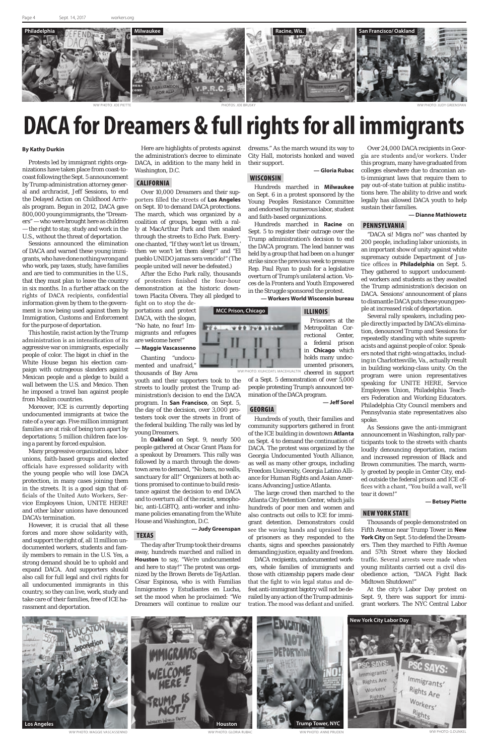# DACA for Dreamers & full rights for all immigrants

**By Kathy Durkin**

Protests led by immigrant rights organizations have taken place from coast-to-coast following the Sept. 5 announcement by Trump administration attorney general and archracist, Jeff Sessions, to end the Delayed Action on Childhood Arrivals program. Begun in 2012, DACA gave 800,000 young immigrants, the "Dreamers" — who were brought here as children — the right to stay, study and work in the U.S., without the threat of deportation.

Sessions announced the elimination of DACA and warned these young immigrants, who have done nothing wrong and who work, pay taxes, study, have families and are tied to communities in the U.S., that they must plan to leave the country in six months. In a further attack on the rights of DACA recipients, confidential information given by them to the government is now being used against them by Immigration, Customs and Enforcement for the purpose of deportation.

This hostile, racist action by the Trump administration is an intensification of its aggressive war on immigrants, especially people of color. The bigot in chief in the White House began his election campaign with outrageous slanders against Mexican people and a pledge to build a wall between the U.S. and Mexico. Then he imposed a travel ban against people from Muslim countries.

Moreover, ICE is currently deporting undocumented immigrants at twice the rate of a year ago. Five million immigrant families are at risk of being torn apart by deportations; 5 million children face losing a parent by forced expulsion.

Many progressive organizations, labor unions, faith-based groups and elected officials have expressed solidarity with the young people who will lose DACA protection, in many cases joining them in the streets. It is a good sign that officials of the United Auto Workers, Service Employees Union, UNITE HERE! and other labor unions have denounced DACA's termination.

However, it is crucial that all these forces and more show solidarity with, and support the right of, all 11 million undocumented workers, students and family members to remain in the U.S. Yes, a strong demand should be to uphold and expand DACA. And supporters should also call for full legal and civil rights for all undocumented immigrants in this country, so they can live, work, study and take care of their families, free of ICE harassment and deportation.

Here are highlights of protests against the administration's decree to eliminate DACA, in addition to the many held in Washington, D.C.

## CALIFORNIA

Over 10,000 Dreamers and their supporters filled the streets of **Los Angeles** on Sept. 10 to demand DACA protections. The march, which was organized by a coalition of groups, began with a rally at MacArthur Park and then snaked through the streets to Echo Park. Everyone chanted, "If they won't let us 'dream,' then we won't let them sleep!" and "El pueblo UNIDO jamas sera vencido!" (The people united will never be defeated.)

After the Echo Park rally, thousands of protesters finished the four-hour demonstration at the historic downtown Placita Olvera. They all pledged to fight on to stop the deportations and protect DACA, with the slogan, "No hate, no fear! Immigrants and refugees are welcome here!"

**— Maggie Vascassenno**

Chanting "undocumented and unafraid," thousands of Bay Area youth and their supporters took to the streets to loudly protest the Trump administration's decision to end the DACA program. In **San Francisco**, on Sept. 5, the day of the decision, over 3,000 protesters took over the streets in front of the federal building. The rally was led by young Dreamers.

In **Oakland** on Sept. 9, nearly 500 people gathered at Oscar Grant Plaza for a speakout by Dreamers. This rally was followed by a march through the downtown area to demand, "No bans, no walls, sanctuary for all!" Organizers at both actions promised to continue to build resistance against the decision to end DACA and to overturn all of the racist, xenophobic, anti-LGBTQ, anti-worker and inhumane policies emanating from the White House and Washington, D.C.

**— Judy Greenspan**

## TEXAS

The day after Trump took their dreams away, hundreds marched and rallied in **Houston** to say, "We're undocumented and here to stay!" The protest was organized by the Brown Berets de TejAztlan. César Espinosa, who is with Familias Inmigrantes y Estudiantes en Lucha, set the mood when he proclaimed: "We Dreamers will continue to realize our dreams." As the march wound its way to City Hall, motorists honked and waved their support.

**— Gloria Rubac**

## WISCONSIN

Hundreds marched in **Milwaukee** on Sept. 6 in a protest sponsored by the Young Peoples Resistance Committee and endorsed by numerous labor, student and faith-based organizations.

Hundreds marched in **Racine** on Sept. 5 to register their outrage over the Trump administration's decision to end the DACA program. The lead banner was held by a group that had been on a hunger strike since the previous week to pressure Rep. Paul Ryan to push for a legislative overturn of Trump's unilateral action. Voces de la Frontera and Youth Empowered in the Struggle sponsored the protest.

**— Workers World Wisconsin bureau**

## ILLINOIS

Prisoners at the Metropolitan Correctional Center, a federal prison in **Chicago** which holds many undocumented prisoners, cheered in support of a Sept. 5 demonstration of over 5,000 people protesting Trump's announced termination of the DACA program.

**— Jeff Sorel**

## GEORGIA

Hundreds of youth, their families and community supporters gathered in front of the ICE building in downtown **Atlanta** on Sept. 4 to demand the continuation of DACA. The protest was organized by the Georgia Undocumented Youth Alliance, as well as many other groups, including Freedom University, Georgia Latino Alliance for Human Rights and Asian Americans Advancing Justice Atlanta.

The large crowd then marched to the Atlanta City Detention Center, which jails hundreds of poor men and women and also contracts out cells to ICE for immigrant detention. Demonstrators could see the waving hands and upraised fists of prisoners as they responded to the chants, signs and speeches passionately demanding justice, equality and freedom.

DACA recipients, undocumented workers, whole families of immigrants and those with citizenship papers made clear that the fight to win legal status and defeat anti-immigrant bigotry will not be derailed by any action of the Trump administration. The mood was defiant and unified.

Over 24,000 DACA recipients in Georgia are students and/or workers. Under this program, many have graduated from colleges elsewhere due to draconian anti-immigrant laws that require them to pay out-of-state tuition at public institutions here. The ability to drive and work legally has allowed DACA youth to help sustain their families.

**— Dianne Mathiowetz**

## PENNSYLVANIA

"DACA si! Migra no!" was chanted by 200 people, including labor unionists, in an important show of unity against white supremacy outside Department of Justice offices in **Philadelphia** on Sept. 5. They gathered to support undocumented workers and students as they awaited the Trump administration's decision on DACA. Sessions' announcement of plans to dismantle DACA puts these young people at increased risk of deportation.

Several rally speakers, including people directly impacted by DACA's elimination, denounced Trump and Sessions for repeatedly standing with white supremacists and against people of color. Speakers noted that right-wing attacks, including in Charlottesville, Va., actually result in building working-class unity. On the program were union representatives speaking for UNITE HERE, Service Employees Union, Philadelphia Teachers Federation and Working Educators. Philadelphia City Council members and Pennsylvania state representatives also spoke.

As Sessions gave the anti-immigrant announcement in Washington, rally participants took to the streets with chants loudly denouncing deportation, racism and increased repression of Black and Brown communities. The march, warmly greeted by people in Center City, ended outside the federal prison and ICE offices with a chant, "You build a wall, we'll tear it down!"

**— Betsey Piette**

## NEW YORK STATE

Thousands of people demonstrated on Fifth Avenue near Trump Tower in **New York City** on Sept. 5 to defend the Dreamers. Then they marched to Fifth Avenue and 57th Street where they blocked traffic. Several arrests were made when young militants carried out a civil disobedience action, "DACA Fight Back Midtown Shutdown!"

At the city's Labor Day protest on Sept. 9, there was support for immigrant workers. The NYC Central Labor

Philadelphia — WW PHOTO: JOE PIETTE

Milwaukee, Racine, Wis. — PHOTOS: JOE BRUSKY

San Francisco/ Oakland — WW PHOTO: JUDY GREENSPAN

MCC Prison, Chicago — WW PHOTO: XIUHCOATL MACEHUALTIN

Los Angeles — WW PHOTO: MAGGIE VASCASSENNO

Houston — WW PHOTO: GLORIA RUBAC

Trump Tower, NYC — WW PHOTO: ANNE PRUDEN

New York City Labor Day — WW PHOTO: G.DUNKEL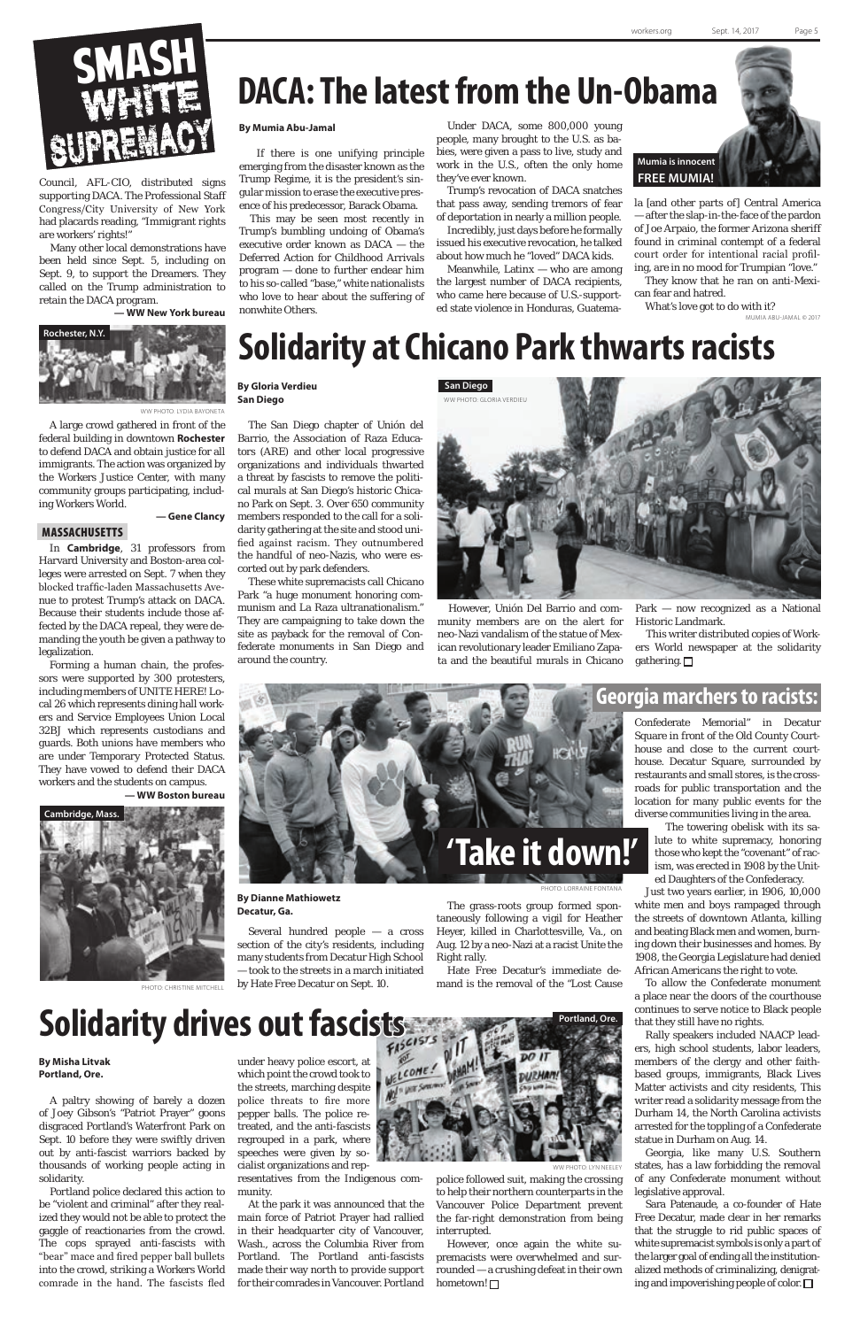# SMASH WHITE SUPREMACY

Council, AFL-CIO, distributed signs supporting DACA. The Professional Staff Congress/City University of New York had placards reading, "Immigrant rights are workers' rights!"

Many other local demonstrations have been held since Sept. 5, including on Sept. 9, to support the Dreamers. They called on the Trump administration to retain the DACA program.

**— WW New York bureau**

Rochester, N.Y.

WW PHOTO: LYDIA BAYONETA

A large crowd gathered in front of the federal building in downtown **Rochester** to defend DACA and obtain justice for all immigrants. The action was organized by the Workers Justice Center, with many community groups participating, including Workers World.

**— Gene Clancy**

### MASSACHUSETTS

In **Cambridge**, 31 professors from Harvard University and Boston-area colleges were arrested on Sept. 7 when they blocked traffic-laden Massachusetts Avenue to protest Trump's attack on DACA. Because their students include those affected by the DACA repeal, they were demanding the youth be given a pathway to legalization.

Forming a human chain, the professors were supported by 300 protesters, including members of UNITE HERE! Local 26 which represents dining hall workers and Service Employees Union Local 32BJ which represents custodians and guards. Both unions have members who are under Temporary Protected Status. They have vowed to defend their DACA workers and the students on campus.

**— WW Boston bureau**

Cambridge, Mass.

PHOTO: CHRISTINE MITCHELL

# DACA: The latest from the Un-Obama

**By Mumia Abu-Jamal**

If there is one unifying principle emerging from the disaster known as the Trump Regime, it is the president's singular mission to erase the executive presence of his predecessor, Barack Obama.

This may be seen most recently in Trump's bumbling undoing of Obama's executive order known as DACA — the Deferred Action for Childhood Arrivals program — done to further endear him to his so-called "base," white nationalists who love to hear about the suffering of nonwhite Others.

Under DACA, some 800,000 young people, many brought to the U.S. as babies, were given a pass to live, study and work in the U.S., often the only home they've ever known.

Trump's revocation of DACA snatches that pass away, sending tremors of fear of deportation in nearly a million people.

Incredibly, just days before he formally issued his executive revocation, he talked about how much he "loved" DACA kids.

Meanwhile, Latinx — who are among the largest number of DACA recipients, who came here because of U.S.-supported state violence in Honduras, Guatemala [and other parts of] Central America — after the slap-in-the-face of the pardon of Joe Arpaio, the former Arizona sheriff found in criminal contempt of a federal court order for intentional racial profiling, are in no mood for Trumpian "love."

They know that he ran on anti-Mexican fear and hatred.

What's love got to do with it?

Mumia is innocent
FREE MUMIA!

MUMIA ABU-JAMAL © 2017

# Solidarity at Chicano Park thwarts racists

**By Gloria Verdieu**
**San Diego**

The San Diego chapter of Unión del Barrio, the Association of Raza Educators (ARE) and other local progressive organizations and individuals thwarted a threat by fascists to remove the political murals at San Diego's historic Chicano Park on Sept. 3. Over 650 community members responded to the call for a solidarity gathering at the site and stood unified against racism. They outnumbered the handful of neo-Nazis, who were escorted out by park defenders.

These white supremacists call Chicano Park "a huge monument honoring communism and La Raza ultranationalism." They are campaigning to take down the site as payback for the removal of Confederate monuments in San Diego and around the country.

San Diego

WW PHOTO: GLORIA VERDIEU

However, Unión Del Barrio and community members are on the alert for neo-Nazi vandalism of the statue of Mexican revolutionary leader Emiliano Zapata and the beautiful murals in Chicano Park — now recognized as a National Historic Landmark.

This writer distributed copies of Workers World newspaper at the solidarity gathering. □

# Georgia marchers to racists: 'Take it down!'

PHOTO: LORRAINE FONTANA

**By Dianne Mathiowetz**
**Decatur, Ga.**

Several hundred people — a cross section of the city's residents, including many students from Decatur High School — took to the streets in a march initiated by Hate Free Decatur on Sept. 10.

The grass-roots group formed spontaneously following a vigil for Heather Heyer, killed in Charlottesville, Va., on Aug. 12 by a neo-Nazi at a racist Unite the Right rally.

Hate Free Decatur's immediate demand is the removal of the "Lost Cause Confederate Memorial" in Decatur Square in front of the Old County Courthouse and close to the current courthouse. Decatur Square, surrounded by restaurants and small stores, is the crossroads for public transportation and the location for many public events for the diverse communities living in the area.

The towering obelisk with its salute to white supremacy, honoring those who kept the "covenant" of racism, was erected in 1908 by the United Daughters of the Confederacy.

Just two years earlier, in 1906, 10,000 white men and boys rampaged through the streets of downtown Atlanta, killing and beating Black men and women, burning down their businesses and homes. By 1908, the Georgia Legislature had denied African Americans the right to vote.

To allow the Confederate monument a place near the doors of the courthouse continues to serve notice to Black people that they still have no rights.

Rally speakers included NAACP leaders, high school students, labor leaders, members of the clergy and other faith-based groups, immigrants, Black Lives Matter activists and city residents, This writer read a solidarity message from the Durham 14, the North Carolina activists arrested for the toppling of a Confederate statue in Durham on Aug. 14.

Georgia, like many U.S. Southern states, has a law forbidding the removal of any Confederate monument without legislative approval.

Sara Patenaude, a co-founder of Hate Free Decatur, made clear in her remarks that the struggle to rid public spaces of white supremacist symbols is only a part of the larger goal of ending all the institutionalized methods of criminalizing, denigrating and impoverishing people of color. □

# Solidarity drives out fascists

**By Misha Litvak**
**Portland, Ore.**

A paltry showing of barely a dozen of Joey Gibson's "Patriot Prayer" goons disgraced Portland's Waterfront Park on Sept. 10 before they were swiftly driven out by anti-fascist warriors backed by thousands of working people acting in solidarity.

Portland police declared this action to be "violent and criminal" after they realized they would not be able to protect the gaggle of reactionaries from the crowd. The cops sprayed anti-fascists with "bear" mace and fired pepper ball bullets into the crowd, striking a Workers World comrade in the hand. The fascists fled under heavy police escort, at which point the crowd took to the streets, marching despite police threats to fire more pepper balls. The police retreated, and the anti-fascists regrouped in a park, where speeches were given by socialist organizations and representatives from the Indigenous community.

At the park it was announced that the main force of Patriot Prayer had rallied in their headquarter city of Vancouver, Wash., across the Columbia River from Portland. The Portland anti-fascists made their way north to provide support for their comrades in Vancouver. Portland police followed suit, making the crossing to help their northern counterparts in the Vancouver Police Department prevent the far-right demonstration from being interrupted.

However, once again the white supremacists were overwhelmed and surrounded — a crushing defeat in their own hometown! □

Portland, Ore.

WW PHOTO: LYN NEELEY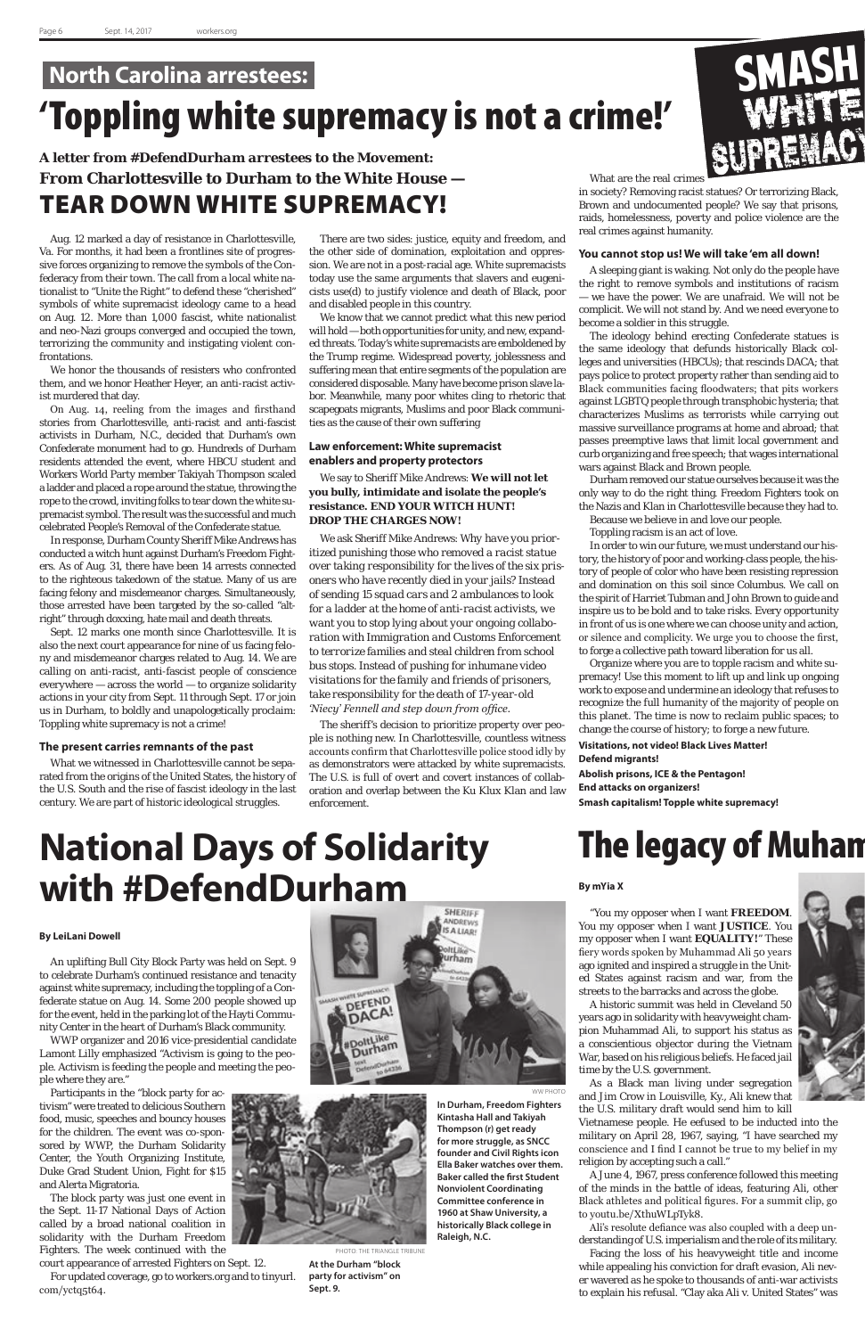## North Carolina arrestees:

# 'Toppling white supremacy is not a crime!'

SMASH WHITE SUPREMACY

***A letter from #DefendDurham arrestees to the Movement:***
***From Charlottesville to Durham to the White House —***
**TEAR DOWN WHITE SUPREMACY!**

Aug. 12 marked a day of resistance in Charlottesville, Va. For months, it had been a frontlines site of progressive forces organizing to remove the symbols of the Confederacy from their town. The call from a local white nationalist to "Unite the Right" to defend these "cherished" symbols of white supremacist ideology came to a head on Aug. 12. More than 1,000 fascist, white nationalist and neo-Nazi groups converged and occupied the town, terrorizing the community and instigating violent confrontations.

We honor the thousands of resisters who confronted them, and we honor Heather Heyer, an anti-racist activist murdered that day.

On Aug. 14, reeling from the images and firsthand stories from Charlottesville, anti-racist and anti-fascist activists in Durham, N.C., decided that Durham's own Confederate monument had to go. Hundreds of Durham residents attended the event, where HBCU student and Workers World Party member Takiyah Thompson scaled a ladder and placed a rope around the statue, throwing the rope to the crowd, inviting folks to tear down the white supremacist symbol. The result was the successful and much celebrated People's Removal of the Confederate statue.

In response, Durham County Sheriff Mike Andrews has conducted a witch hunt against Durham's Freedom Fighters. As of Aug. 31, there have been 14 arrests connected to the righteous takedown of the statue. Many of us are facing felony and misdemeanor charges. Simultaneously, those arrested have been targeted by the so-called "alt-right" through doxxing, hate mail and death threats.

Sept. 12 marks one month since Charlottesville. It is also the next court appearance for nine of us facing felony and misdemeanor charges related to Aug. 14. We are calling on anti-racist, anti-fascist people of conscience everywhere — across the world — to organize solidarity actions in your city from Sept. 11 through Sept. 17 or join us in Durham, to boldly and unapologetically proclaim: Toppling white supremacy is not a crime!

### The present carries remnants of the past

What we witnessed in Charlottesville cannot be separated from the origins of the United States, the history of the U.S. South and the rise of fascist ideology in the last century. We are part of historic ideological struggles.

There are two sides: justice, equity and freedom, and the other side of domination, exploitation and oppression. We are not in a post-racial age. White supremacists today use the same arguments that slavers and eugenicists use(d) to justify violence and death of Black, poor and disabled people in this country.

We know that we cannot predict what this new period will hold — both opportunities for unity and, new, expanded threats. Today's white supremacists are emboldened by the Trump regime. Widespread poverty, joblessness and suffering mean that entire segments of the population are considered disposable. Many have become prison slave labor. Meanwhile, many poor whites cling to rhetoric that scapegoats migrants, Muslims and poor Black communities as the cause of their own suffering

### Law enforcement: White supremacist enablers and property protectors

We say to Sheriff Mike Andrews: **We will not let you bully, intimidate and isolate the people's resistance. END YOUR WITCH HUNT! DROP THE CHARGES NOW!**

We ask Sheriff Mike Andrews: *Why have you prioritized punishing those who removed a racist statue over taking responsibility for the lives of the six prisoners who have recently died in your jails? Instead of sending 15 squad cars and 2 ambulances to look for a ladder at the home of anti-racist activists, we want you to stop lying about your ongoing collaboration with Immigration and Customs Enforcement to terrorize families and steal children from school bus stops. Instead of pushing for inhumane video visitations for the family and friends of prisoners, take responsibility for the death of 17-year-old 'Niecy' Fennell and step down from office.*

The sheriff's decision to prioritize property over people is nothing new. In Charlottesville, countless witness accounts confirm that Charlottesville police stood idly by as demonstrators were attacked by white supremacists. The U.S. is full of overt and covert instances of collaboration and overlap between the Ku Klux Klan and law enforcement.

What are the real crimes in society? Removing racist statues? Or terrorizing Black, Brown and undocumented people? We say that prisons, raids, homelessness, poverty and police violence are the real crimes against humanity.

### You cannot stop us! We will take 'em all down!

A sleeping giant is waking. Not only do the people have the right to remove symbols and institutions of racism — we have the power. We are unafraid. We will not be complicit. We will not stand by. And we need everyone to become a soldier in this struggle.

The ideology behind erecting Confederate statues is the same ideology that defunds historically Black colleges and universities (HBCUs); that rescinds DACA; that pays police to protect property rather than sending aid to Black communities facing floodwaters; that pits workers against LGBTQ people through transphobic hysteria; that characterizes Muslims as terrorists while carrying out massive surveillance programs at home and abroad; that passes preemptive laws that limit local government and curb organizing and free speech; that wages international wars against Black and Brown people.

Durham removed our statue ourselves because it was the only way to do the right thing. Freedom Fighters took on the Nazis and Klan in Charlottesville because they had to.

Because we believe in and love our people.

Toppling racism is an act of love.

In order to win our future, we must understand our history, the history of poor and working-class people, the history of people of color who have been resisting repression and domination on this soil since Columbus. We call on the spirit of Harriet Tubman and John Brown to guide and inspire us to be bold and to take risks. Every opportunity in front of us is one where we can choose unity and action, or silence and complicity. We urge you to choose the first, to forge a collective path toward liberation for us all.

Organize where you are to topple racism and white supremacy! Use this moment to lift up and link up ongoing work to expose and undermine an ideology that refuses to recognize the full humanity of the majority of people on this planet. The time is now to reclaim public spaces; to change the course of history; to forge a new future.

**Visitations, not video! Black Lives Matter!**
**Defend migrants!**
**Abolish prisons, ICE & the Pentagon!**
**End attacks on organizers!**
**Smash capitalism! Topple white supremacy!**

# National Days of Solidarity with #DefendDurham

**By LeiLani Dowell**

An uplifting Bull City Block Party was held on Sept. 9 to celebrate Durham's continued resistance and tenacity against white supremacy, including the toppling of a Confederate statue on Aug. 14. Some 200 people showed up for the event, held in the parking lot of the Hayti Community Center in the heart of Durham's Black community.

WWP organizer and 2016 vice-presidential candidate Lamont Lilly emphasized "Activism is going to the people. Activism is feeding the people and meeting the people where they are."

Participants in the "block party for activism" were treated to delicious Southern food, music, speeches and bouncy houses for the children. The event was co-sponsored by WWP, the Durham Solidarity Center, the Youth Organizing Institute, Duke Grad Student Union, Fight for $15 and Alerta Migratoria.

The block party was just one event in the Sept. 11-17 National Days of Action called by a broad national coalition in solidarity with the Durham Freedom Fighters. The week continued with the court appearance of arrested Fighters on Sept. 12.

For updated coverage, go to workers.org and to tinyurl.com/yctq5t64.

WW PHOTO

In Durham, Freedom Fighters Kintasha Hall and Takiyah Thompson (r) get ready for more struggle, as SNCC founder and Civil Rights icon Ella Baker watches over them. Baker called the first Student Nonviolent Coordinating Committee conference in 1960 at Shaw University, a historically Black college in Raleigh, N.C.

PHOTO: THE TRIANGLE TRIBUNE

At the Durham "block party for activism" on Sept. 9.

# The legacy of Muham

**By mYia X**

"You my opposer when I want **FREEDOM**. You my opposer when I want **JUSTICE**. You my opposer when I want **EQUALITY!**" These fiery words spoken by Muhammad Ali 50 years ago ignited and inspired a struggle in the United States against racism and war, from the streets to the barracks and across the globe.

A historic summit was held in Cleveland 50 years ago in solidarity with heavyweight champion Muhammad Ali, to support his status as a conscientious objector during the Vietnam War, based on his religious beliefs. He faced jail time by the U.S. government.

As a Black man living under segregation and Jim Crow in Louisville, Ky., Ali knew that the U.S. military draft would send him to kill Vietnamese people. He eefused to be inducted into the military on April 28, 1967, saying, "I have searched my conscience and I find I cannot be true to my belief in my religion by accepting such a call."

A June 4, 1967, press conference followed this meeting of the minds in the battle of ideas, featuring Ali, other Black athletes and political figures. For a summit clip, go to youtu.be/XthuWLpTyk8.

Ali's resolute defiance was also coupled with a deep understanding of U.S. imperialism and the role of its military.

Facing the loss of his heavyweight title and income while appealing his conviction for draft evasion, Ali never wavered as he spoke to thousands of anti-war activists to explain his refusal. "Clay aka Ali v. United States" was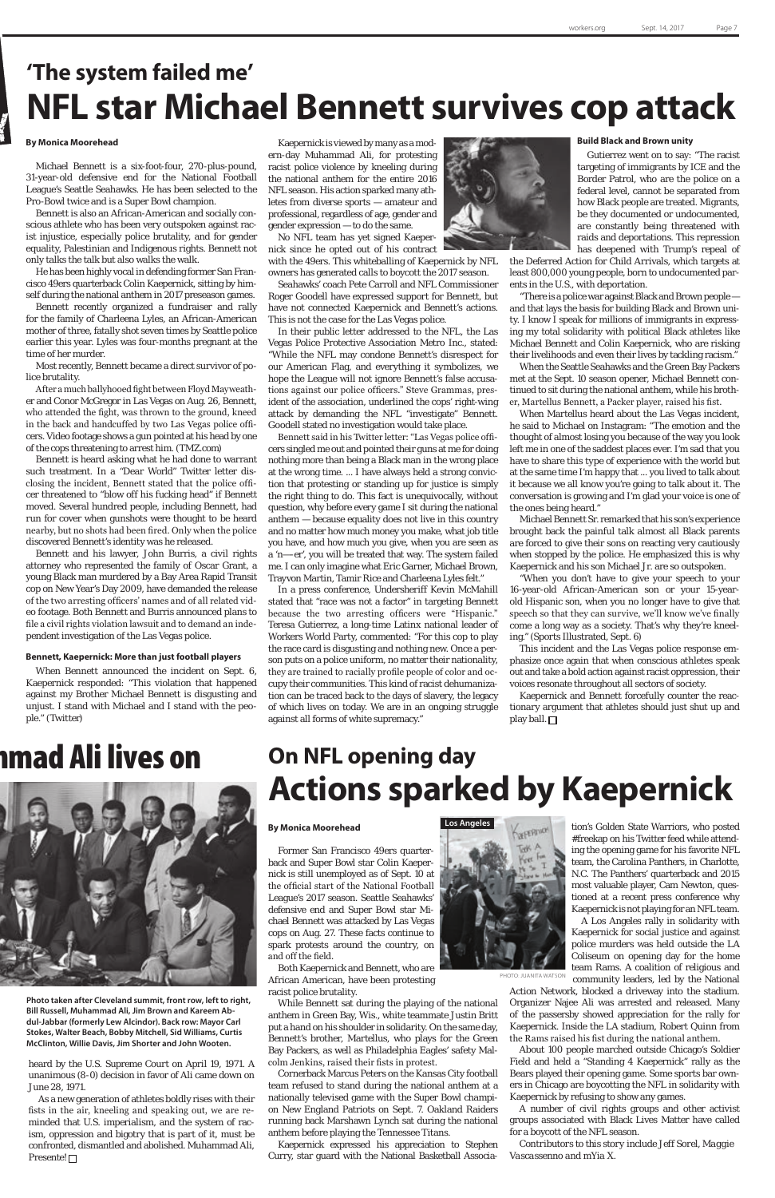## 'The system failed me'

# NFL star Michael Bennett survives cop attack

**By Monica Moorehead**

Michael Bennett is a six-foot-four, 270-plus-pound, 31-year-old defensive end for the National Football League's Seattle Seahawks. He has been selected to the Pro-Bowl twice and is a Super Bowl champion.

Bennett is also an African-American and socially conscious athlete who has been very outspoken against racist injustice, especially police brutality, and for gender equality, Palestinian and Indigenous rights. Bennett not only talks the talk but also walks the walk.

He has been highly vocal in defending former San Francisco 49ers quarterback Colin Kaepernick, sitting by himself during the national anthem in 2017 preseason games.

Bennett recently organized a fundraiser and rally for the family of Charleena Lyles, an African-American mother of three, fatally shot seven times by Seattle police earlier this year. Lyles was four-months pregnant at the time of her murder.

Most recently, Bennett became a direct survivor of police brutality.

After a much ballyhooed fight between Floyd Mayweather and Conor McGregor in Las Vegas on Aug. 26, Bennett, who attended the fight, was thrown to the ground, kneed in the back and handcuffed by two Las Vegas police officers. Video footage shows a gun pointed at his head by one of the cops threatening to arrest him. (TMZ.com)

Bennett is heard asking what he had done to warrant such treatment. In a "Dear World" Twitter letter disclosing the incident, Bennett stated that the police officer threatened to "blow off his fucking head" if Bennett moved. Several hundred people, including Bennett, had run for cover when gunshots were thought to be heard nearby, but no shots had been fired. Only when the police discovered Bennett's identity was he released.

Bennett and his lawyer, John Burris, a civil rights attorney who represented the family of Oscar Grant, a young Black man murdered by a Bay Area Rapid Transit cop on New Year's Day 2009, have demanded the release of the two arresting officers' names and of all related video footage. Both Bennett and Burris announced plans to file a civil rights violation lawsuit and to demand an independent investigation of the Las Vegas police.

### Bennett, Kaepernick: More than just football players

When Bennett announced the incident on Sept. 6, Kaepernick responded: "This violation that happened against my Brother Michael Bennett is disgusting and unjust. I stand with Michael and I stand with the people." (Twitter)

Kaepernick is viewed by many as a modern-day Muhammad Ali, for protesting racist police violence by kneeling during the national anthem for the entire 2016 NFL season. His action sparked many athletes from diverse sports — amateur and professional, regardless of age, gender and gender expression — to do the same.

No NFL team has yet signed Kaepernick since he opted out of his contract with the 49ers. This whiteballing of Kaepernick by NFL owners has generated calls to boycott the 2017 season.

Seahawks' coach Pete Carroll and NFL Commissioner Roger Goodell have expressed support for Bennett, but have not connected Kaepernick and Bennett's actions. This is not the case for the Las Vegas police.

In their public letter addressed to the NFL, the Las Vegas Police Protective Association Metro Inc., stated: "While the NFL may condone Bennett's disrespect for our American Flag, and everything it symbolizes, we hope the League will not ignore Bennett's false accusations against our police officers." Steve Grammas, president of the association, underlined the cops' right-wing attack by demanding the NFL "investigate" Bennett. Goodell stated no investigation would take place.

Bennett said in his Twitter letter: "Las Vegas police officers singled me out and pointed their guns at me for doing nothing more than being a Black man in the wrong place at the wrong time. ... I have always held a strong conviction that protesting or standing up for justice is simply the right thing to do. This fact is unequivocally, without question, why before every game I sit during the national anthem — because equality does not live in this country and no matter how much money you make, what job title you have, and how much you give, when you are seen as a 'n—er', you will be treated that way. The system failed me. I can only imagine what Eric Garner, Michael Brown, Trayvon Martin, Tamir Rice and Charleena Lyles felt."

In a press conference, Undersheriff Kevin McMahill stated that "race was not a factor" in targeting Bennett because the two arresting officers were "Hispanic." Teresa Gutierrez, a long-time Latinx national leader of Workers World Party, commented: "For this cop to play the race card is disgusting and nothing new. Once a person puts on a police uniform, no matter their nationality, they are trained to racially profile people of color and occupy their communities. This kind of racist dehumanization can be traced back to the days of slavery, the legacy of which lives on today. We are in an ongoing struggle against all forms of white supremacy."

### Build Black and Brown unity

Gutierrez went on to say: "The racist targeting of immigrants by ICE and the Border Patrol, who are the police on a federal level, cannot be separated from how Black people are treated. Migrants, be they documented or undocumented, are constantly being threatened with raids and deportations. This repression has deepened with Trump's repeal of the Deferred Action for Child Arrivals, which targets at least 800,000 young people, born to undocumented parents in the U.S., with deportation.

"There is a police war against Black and Brown people — and that lays the basis for building Black and Brown unity. I know I speak for millions of immigrants in expressing my total solidarity with political Black athletes like Michael Bennett and Colin Kaepernick, who are risking their livelihoods and even their lives by tackling racism."

When the Seattle Seahawks and the Green Bay Packers met at the Sept. 10 season opener, Michael Bennett continued to sit during the national anthem, while his brother, Martellus Bennett, a Packer player, raised his fist.

When Martellus heard about the Las Vegas incident, he said to Michael on Instagram: "The emotion and the thought of almost losing you because of the way you look left me in one of the saddest places ever. I'm sad that you have to share this type of experience with the world but at the same time I'm happy that ... you lived to talk about it because we all know you're going to talk about it. The conversation is growing and I'm glad your voice is one of the ones being heard."

Michael Bennett Sr. remarked that his son's experience brought back the painful talk almost all Black parents are forced to give their sons on reacting very cautiously when stopped by the police. He emphasized this is why Kaepernick and his son Michael Jr. are so outspoken.

"When you don't have to give your speech to your 16-year-old African-American son or your 15-year-old Hispanic son, when you no longer have to give that speech so that they can survive, we'll know we've finally come a long way as a society. That's why they're kneeling." (Sports Illustrated, Sept. 6)

This incident and the Las Vegas police response emphasize once again that when conscious athletes speak out and take a bold action against racist oppression, their voices resonate throughout all sectors of society.

Kaepernick and Bennett forcefully counter the reactionary argument that athletes should just shut up and play ball. □

# ...mad Ali lives on

Photo taken after Cleveland summit, front row, left to right, Bill Russell, Muhammad Ali, Jim Brown and Kareem Abdul-Jabbar (formerly Lew Alcindor). Back row: Mayor Carl Stokes, Walter Beach, Bobby Mitchell, Sid Williams, Curtis McClinton, Willie Davis, Jim Shorter and John Wooten.

heard by the U.S. Supreme Court on April 19, 1971. A unanimous (8-0) decision in favor of Ali came down on June 28, 1971.

As a new generation of athletes boldly rises with their fists in the air, kneeling and speaking out, we are reminded that U.S. imperialism, and the system of racism, oppression and bigotry that is part of it, must be confronted, dismantled and abolished. Muhammad Ali, Presente! □

## On NFL opening day

# Actions sparked by Kaepernick

**By Monica Moorehead**

Former San Francisco 49ers quarterback and Super Bowl star Colin Kaepernick is still unemployed as of Sept. 10 at the official start of the National Football League's 2017 season. Seattle Seahawks' defensive end and Super Bowl star Michael Bennett was attacked by Las Vegas cops on Aug. 27. These facts continue to spark protests around the country, on and off the field.

Both Kaepernick and Bennett, who are African American, have been protesting racist police brutality.

While Bennett sat during the playing of the national anthem in Green Bay, Wis., white teammate Justin Britt put a hand on his shoulder in solidarity. On the same day, Bennett's brother, Martellus, who plays for the Green Bay Packers, as well as Philadelphia Eagles' safety Malcolm Jenkins, raised their fists in protest.

Cornerback Marcus Peters on the Kansas City football team refused to stand during the national anthem at a nationally televised game with the Super Bowl champion New England Patriots on Sept. 7. Oakland Raiders running back Marshawn Lynch sat during the national anthem before playing the Tennessee Titans.

Kaepernick expressed his appreciation to Stephen Curry, star guard with the National Basketball Association's Golden State Warriors, who posted #freekap on his Twitter feed while attending the opening game for his favorite NFL team, the Carolina Panthers, in Charlotte, N.C. The Panthers' quarterback and 2015 most valuable player, Cam Newton, questioned at a recent press conference why Kaepernick is not playing for an NFL team.

Los Angeles

PHOTO: JUANITA WATSON

A Los Angeles rally in solidarity with Kaepernick for social justice and against police murders was held outside the LA Coliseum on opening day for the home team Rams. A coalition of religious and community leaders, led by the National Action Network, blocked a driveway into the stadium. Organizer Najee Ali was arrested and released. Many of the passersby showed appreciation for the rally for Kaepernick. Inside the LA stadium, Robert Quinn from the Rams raised his fist during the national anthem.

About 100 people marched outside Chicago's Soldier Field and held a "Standing 4 Kaepernick" rally as the Bears played their opening game. Some sports bar owners in Chicago are boycotting the NFL in solidarity with Kaepernick by refusing to show any games.

A number of civil rights groups and other activist groups associated with Black Lives Matter have called for a boycott of the NFL season.

Contributors to this story include Jeff Sorel, Maggie Vascassenno and mYia X.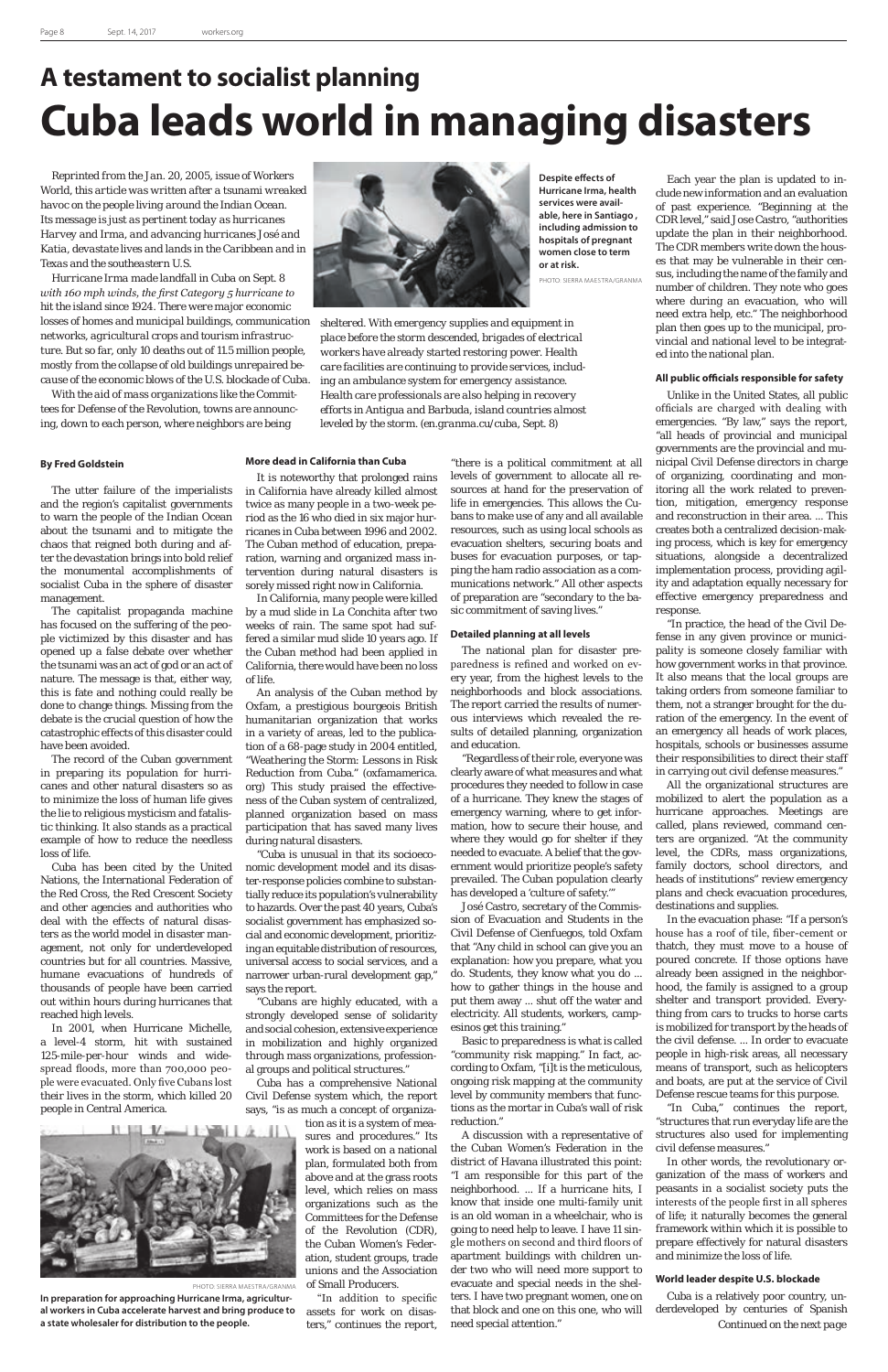## A testament to socialist planning

# Cuba leads world in managing disasters

*Reprinted from the Jan. 20, 2005, issue of Workers World, this article was written after a tsunami wreaked havoc on the people living around the Indian Ocean. Its message is just as pertinent today as hurricanes Harvey and Irma, and advancing hurricanes José and Katia, devastate lives and lands in the Caribbean and in Texas and the southeastern U.S.*

*Hurricane Irma made landfall in Cuba on Sept. 8 with 160 mph winds, the first Category 5 hurricane to hit the island since 1924. There were major economic losses of homes and municipal buildings, communication networks, agricultural crops and tourism infrastructure. But so far, only 10 deaths out of 11.5 million people, mostly from the collapse of old buildings unrepaired because of the economic blows of the U.S. blockade of Cuba.*

*With the aid of mass organizations like the Committees for Defense of the Revolution, towns are announcing, down to each person, where neighbors are being sheltered. With emergency supplies and equipment in place before the storm descended, brigades of electrical workers have already started restoring power. Health care facilities are continuing to provide services, including an ambulance system for emergency assistance. Health care professionals are also helping in recovery efforts in Antigua and Barbuda, island countries almost leveled by the storm. (en.granma.cu/cuba, Sept. 8)*

**Despite effects of Hurricane Irma, health services were available, here in Santiago, including admission to hospitals of pregnant women close to term or at risk.**

PHOTO: SIERRA MAESTRA/GRANMA

**By Fred Goldstein**

The utter failure of the imperialists and the region's capitalist governments to warn the people of the Indian Ocean about the tsunami and to mitigate the chaos that reigned both during and after the devastation brings into bold relief the monumental accomplishments of socialist Cuba in the sphere of disaster management.

The capitalist propaganda machine has focused on the suffering of the people victimized by this disaster and has opened up a false debate over whether the tsunami was an act of god or an act of nature. The message is that, either way, this is fate and nothing could really be done to change things. Missing from the debate is the crucial question of how the catastrophic effects of this disaster could have been avoided.

The record of the Cuban government in preparing its population for hurricanes and other natural disasters so as to minimize the loss of human life gives the lie to religious mysticism and fatalistic thinking. It also stands as a practical example of how to reduce the needless loss of life.

Cuba has been cited by the United Nations, the International Federation of the Red Cross, the Red Crescent Society and other agencies and authorities who deal with the effects of natural disasters as the world model in disaster management, not only for underdeveloped countries but for all countries. Massive, humane evacuations of hundreds of thousands of people have been carried out within hours during hurricanes that reached high levels.

In 2001, when Hurricane Michelle, a level-4 storm, hit with sustained 125-mile-per-hour winds and widespread floods, more than 700,000 people were evacuated. Only five Cubans lost their lives in the storm, which killed 20 people in Central America.

**In preparation for approaching Hurricane Irma, agricultural workers in Cuba accelerate harvest and bring produce to a state wholesaler for distribution to the people.**

PHOTO: SIERRA MAESTRA/GRANMA

### More dead in California than Cuba

It is noteworthy that prolonged rains in California have already killed almost twice as many people in a two-week period as the 16 who died in six major hurricanes in Cuba between 1996 and 2002. The Cuban method of education, preparation, warning and organized mass intervention during natural disasters is sorely missed right now in California.

In California, many people were killed by a mud slide in La Conchita after two weeks of rain. The same spot had suffered a similar mud slide 10 years ago. If the Cuban method had been applied in California, there would have been no loss of life.

An analysis of the Cuban method by Oxfam, a prestigious bourgeois British humanitarian organization that works in a variety of areas, led to the publication of a 68-page study in 2004 entitled, "Weathering the Storm: Lessons in Risk Reduction from Cuba." (oxfamamerica.org) This study praised the effectiveness of the Cuban system of centralized, planned organization based on mass participation that has saved many lives during natural disasters.

"Cuba is unusual in that its socioeconomic development model and its disaster-response policies combine to substantially reduce its population's vulnerability to hazards. Over the past 40 years, Cuba's socialist government has emphasized social and economic development, prioritizing an equitable distribution of resources, universal access to social services, and a narrower urban-rural development gap," says the report.

"Cubans are highly educated, with a strongly developed sense of solidarity and social cohesion, extensive experience in mobilization and highly organized through mass organizations, professional groups and political structures."

Cuba has a comprehensive National Civil Defense system which, the report says, "is as much a concept of organization as it is a system of measures and procedures." Its work is based on a national plan, formulated both from above and at the grass roots level, which relies on mass organizations such as the Committees for the Defense of the Revolution (CDR), the Cuban Women's Federation, student groups, trade unions and the Association of Small Producers.

"In addition to specific assets for work on disasters," continues the report, "there is a political commitment at all levels of government to allocate all resources at hand for the preservation of life in emergencies. This allows the Cubans to make use of any and all available resources, such as using local schools as evacuation shelters, securing boats and buses for evacuation purposes, or tapping the ham radio association as a communications network." All other aspects of preparation are "secondary to the basic commitment of saving lives."

### Detailed planning at all levels

The national plan for disaster preparedness is refined and worked on every year, from the highest levels to the neighborhoods and block associations. The report carried the results of numerous interviews which revealed the results of detailed planning, organization and education.

"Regardless of their role, everyone was clearly aware of what measures and what procedures they needed to follow in case of a hurricane. They knew the stages of emergency warning, where to get information, how to secure their house, and where they would go for shelter if they needed to evacuate. A belief that the government would prioritize people's safety prevailed. The Cuban population clearly has developed a 'culture of safety.'"

José Castro, secretary of the Commission of Evacuation and Students in the Civil Defense of Cienfuegos, told Oxfam that "Any child in school can give you an explanation: how you prepare, what you do. Students, they know what you do ... how to gather things in the house and put them away ... shut off the water and electricity. All students, workers, campesinos get this training."

Basic to preparedness is what is called "community risk mapping." In fact, according to Oxfam, "[i]t is the meticulous, ongoing risk mapping at the community level by community members that functions as the mortar in Cuba's wall of risk reduction."

A discussion with a representative of the Cuban Women's Federation in the district of Havana illustrated this point: "I am responsible for this part of the neighborhood. ... If a hurricane hits, I know that inside one multi-family unit is an old woman in a wheelchair, who is going to need help to leave. I have 11 single mothers on second and third floors of apartment buildings with children under two who will need more support to evacuate and special needs in the shelters. I have two pregnant women, one on that block and one on this one, who will need special attention."

Each year the plan is updated to include new information and an evaluation of past experience. "Beginning at the CDR level," said Jose Castro, "authorities update the plan in their neighborhood. The CDR members write down the houses that may be vulnerable in their census, including the name of the family and number of children. They note who goes where during an evacuation, who will need extra help, etc." The neighborhood plan then goes up to the municipal, provincial and national level to be integrated into the national plan.

### All public officials responsible for safety

Unlike in the United States, all public officials are charged with dealing with emergencies. "By law," says the report, "all heads of provincial and municipal governments are the provincial and municipal Civil Defense directors in charge of organizing, coordinating and monitoring all the work related to prevention, mitigation, emergency response and reconstruction in their area. ... This creates both a centralized decision-making process, which is key for emergency situations, alongside a decentralized implementation process, providing agility and adaptation equally necessary for effective emergency preparedness and response.

"In practice, the head of the Civil Defense in any given province or municipality is someone closely familiar with how government works in that province. It also means that the local groups are taking orders from someone familiar to them, not a stranger brought for the duration of the emergency. In the event of an emergency all heads of work places, hospitals, schools or businesses assume their responsibilities to direct their staff in carrying out civil defense measures."

All the organizational structures are mobilized to alert the population as a hurricane approaches. Meetings are called, plans reviewed, command centers are organized. "At the community level, the CDRs, mass organizations, family doctors, school directors, and heads of institutions" review emergency plans and check evacuation procedures, destinations and supplies.

In the evacuation phase: "If a person's house has a roof of tile, fiber-cement or thatch, they must move to a house of poured concrete. If those options have already been assigned in the neighborhood, the family is assigned to a group shelter and transport provided. Everything from cars to trucks to horse carts is mobilized for transport by the heads of the civil defense. ... In order to evacuate people in high-risk areas, all necessary means of transport, such as helicopters and boats, are put at the service of Civil Defense rescue teams for this purpose.

"In Cuba," continues the report, "structures that run everyday life are the structures also used for implementing civil defense measures."

In other words, the revolutionary organization of the mass of workers and peasants in a socialist society puts the interests of the people first in all spheres of life; it naturally becomes the general framework within which it is possible to prepare effectively for natural disasters and minimize the loss of life.

### World leader despite U.S. blockade

Cuba is a relatively poor country, underdeveloped by centuries of Spanish

Continued on the next page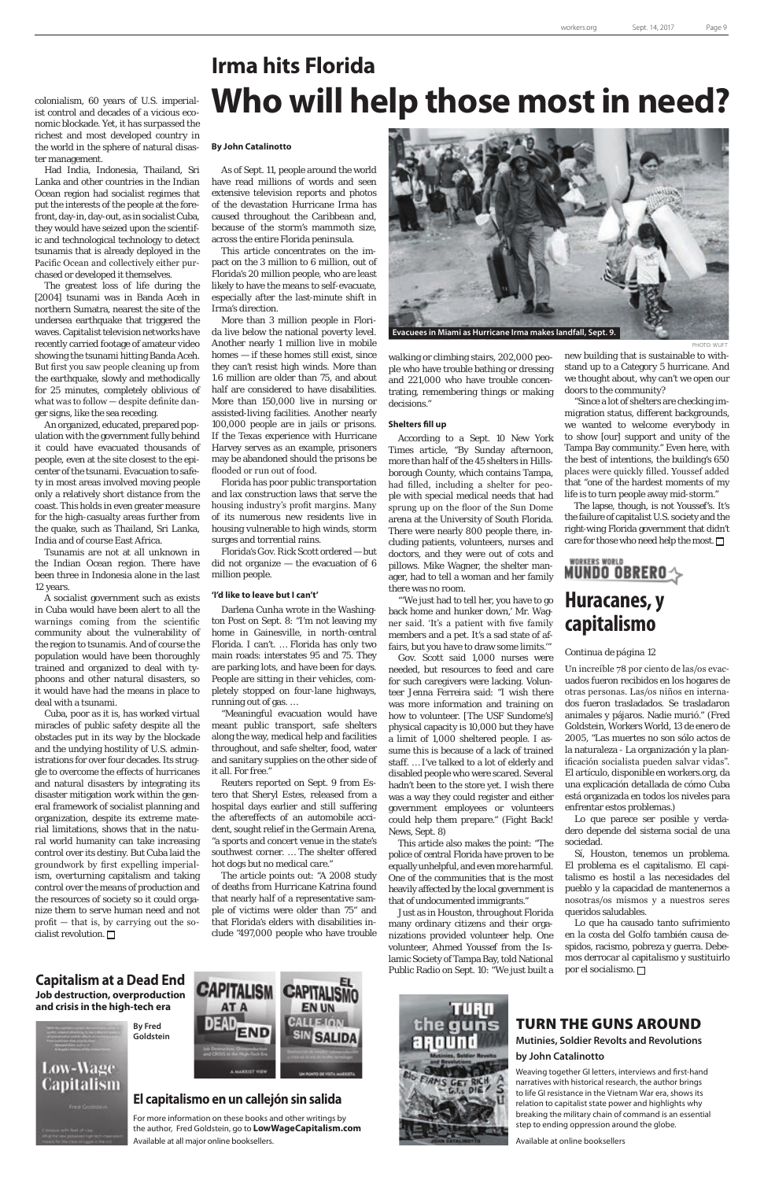colonialism, 60 years of U.S. imperialist control and decades of a vicious economic blockade. Yet, it has surpassed the richest and most developed country in the world in the sphere of natural disaster management.

Had India, Indonesia, Thailand, Sri Lanka and other countries in the Indian Ocean region had socialist regimes that put the interests of the people at the forefront, day-in, day-out, as in socialist Cuba, they would have seized upon the scientific and technological technology to detect tsunamis that is already deployed in the Pacific Ocean and collectively either purchased or developed it themselves.

The greatest loss of life during the [2004] tsunami was in Banda Aceh in northern Sumatra, nearest the site of the undersea earthquake that triggered the waves. Capitalist television networks have recently carried footage of amateur video showing the tsunami hitting Banda Aceh. But first you saw people cleaning up from the earthquake, slowly and methodically for 25 minutes, completely oblivious of what was to follow — despite definite danger signs, like the sea receding.

An organized, educated, prepared population with the government fully behind it could have evacuated thousands of people, even at the site closest to the epicenter of the tsunami. Evacuation to safety in most areas involved moving people only a relatively short distance from the coast. This holds in even greater measure for the high-casualty areas further from the quake, such as Thailand, Sri Lanka, India and of course East Africa.

Tsunamis are not at all unknown in the Indian Ocean region. There have been three in Indonesia alone in the last 12 years.

A socialist government such as exists in Cuba would have been alert to all the warnings coming from the scientific community about the vulnerability of the region to tsunamis. And of course the population would have been thoroughly trained and organized to deal with typhoons and other natural disasters, so it would have had the means in place to deal with a tsunami.

Cuba, poor as it is, has worked virtual miracles of public safety despite all the obstacles put in its way by the blockade and the undying hostility of U.S. administrations for over four decades. Its struggle to overcome the effects of hurricanes and natural disasters by integrating its disaster mitigation work within the general framework of socialist planning and organization, despite its extreme material limitations, shows that in the natural world humanity can take increasing control over its destiny. But Cuba laid the groundwork by first expelling imperialism, overturning capitalism and taking control over the means of production and the resources of society so it could organize them to serve human need and not profit — that is, by carrying out the socialist revolution. ☐

## Irma hits Florida
# Who will help those most in need?

**By John Catalinotto**

As of Sept. 11, people around the world have read millions of words and seen extensive television reports and photos of the devastation Hurricane Irma has caused throughout the Caribbean and, because of the storm's mammoth size, across the entire Florida peninsula.

This article concentrates on the impact on the 3 million to 6 million, out of Florida's 20 million people, who are least likely to have the means to self-evacuate, especially after the last-minute shift in Irma's direction.

More than 3 million people in Florida live below the national poverty level. Another nearly 1 million live in mobile homes — if these homes still exist, since they can't resist high winds. More than 1.6 million are older than 75, and about half are considered to have disabilities. More than 150,000 live in nursing or assisted-living facilities. Another nearly 100,000 people are in jails or prisons. If the Texas experience with Hurricane Harvey serves as an example, prisoners may be abandoned should the prisons be flooded or run out of food.

Florida has poor public transportation and lax construction laws that serve the housing industry's profit margins. Many of its numerous new residents live in housing vulnerable to high winds, storm surges and torrential rains.

Florida's Gov. Rick Scott ordered — but did not organize — the evacuation of 6 million people.

### 'I'd like to leave but I can't'

Darlena Cunha wrote in the Washington Post on Sept. 8: "I'm not leaving my home in Gainesville, in north-central Florida. I can't. … Florida has only two main roads: interstates 95 and 75. They are parking lots, and have been for days. People are sitting in their vehicles, completely stopped on four-lane highways, running out of gas. …

"Meaningful evacuation would have meant public transport, safe shelters along the way, medical help and facilities throughout, and safe shelter, food, water and sanitary supplies on the other side of it all. For free."

Reuters reported on Sept. 9 from Estero that Sheryl Estes, released from a hospital days earlier and still suffering the aftereffects of an automobile accident, sought relief in the Germain Arena, "a sports and concert venue in the state's southwest corner. … The shelter offered hot dogs but no medical care."

The article points out: "A 2008 study of deaths from Hurricane Katrina found that nearly half of a representative sample of victims were older than 75" and that Florida's elders with disabilities include "497,000 people who have trouble walking or climbing stairs, 202,000 people who have trouble bathing or dressing and 221,000 who have trouble concentrating, remembering things or making decisions."

Evacuees in Miami as Hurricane Irma makes landfall, Sept. 9.

PHOTO: WUFT

### Shelters fill up

According to a Sept. 10 New York Times article, "By Sunday afternoon, more than half of the 45 shelters in Hillsborough County, which contains Tampa, had filled, including a shelter for people with special medical needs that had sprung up on the floor of the Sun Dome arena at the University of South Florida. There were nearly 800 people there, including patients, volunteers, nurses and doctors, and they were out of cots and pillows. Mike Wagner, the shelter manager, had to tell a woman and her family there was no room.

"'We just had to tell her, you have to go back home and hunker down,' Mr. Wagner said. 'It's a patient with five family members and a pet. It's a sad state of affairs, but you have to draw some limits.'"

Gov. Scott said 1,000 nurses were needed, but resources to feed and care for such caregivers were lacking. Volunteer Jenna Ferreira said: "I wish there was more information and training on how to volunteer. [The USF Sundome's] physical capacity is 10,000 but they have a limit of 1,000 sheltered people. I assume this is because of a lack of trained staff. … I've talked to a lot of elderly and disabled people who were scared. Several hadn't been to the store yet. I wish there was a way they could register and either government employees or volunteers could help them prepare." (Fight Back! News, Sept. 8)

This article also makes the point: "The police of central Florida have proven to be equally unhelpful, and even more harmful. One of the communities that is the most heavily affected by the local government is that of undocumented immigrants."

Just as in Houston, throughout Florida many ordinary citizens and their organizations provided volunteer help. One volunteer, Ahmed Youssef from the Islamic Society of Tampa Bay, told National Public Radio on Sept. 10: "We just built a new building that is sustainable to withstand up to a Category 5 hurricane. And we thought about, why can't we open our doors to the community?

"Since a lot of shelters are checking immigration status, different backgrounds, we wanted to welcome everybody in to show [our] support and unity of the Tampa Bay community." Even here, with the best of intentions, the building's 650 places were quickly filled. Youssef added that "one of the hardest moments of my life is to turn people away mid-storm."

The lapse, though, is not Youssef's. It's the failure of capitalist U.S. society and the right-wing Florida government that didn't care for those who need help the most. ☐

WORKERS WORLD
MUNDO OBRERO

# Huracanes, y capitalismo

Continua de página 12

Un increíble 78 por ciento de las/os evacuados fueron recibidos en los hogares de otras personas. Las/os niños en internados fueron trasladados. Se trasladaron animales y pájaros. Nadie murió." (Fred Goldstein, Workers World, 13 de enero de 2005, "Las muertes no son sólo actos de la naturaleza - La organización y la planificación socialista pueden salvar vidas". El artículo, disponible en workers.org, da una explicación detallada de cómo Cuba está organizada en todos los niveles para enfrentar estos problemas.)

Lo que parece ser posible y verdadero depende del sistema social de una sociedad.

Sí, Houston, tenemos un problema. El problema es el capitalismo. El capitalismo es hostil a las necesidades del pueblo y la capacidad de mantenernos a nosotras/os mismos y a nuestros seres queridos saludables.

Lo que ha causado tanto sufrimiento en la costa del Golfo también causa despidos, racismo, pobreza y guerra. Debemos derrocar al capitalismo y sustituirlo por el socialismo. ☐

## Capitalism at a Dead End
**Job destruction, overproduction and crisis in the high-tech era**

By Fred Goldstein

Low-Wage Capitalism

## El capitalismo en un callejón sin salida

For more information on these books and other writings by the author, Fred Goldstein, go to **LowWageCapitalism.com**
Available at all major online booksellers.

## TURN THE GUNS AROUND
**Mutinies, Soldier Revolts and Revolutions**
**by John Catalinotto**

Weaving together GI letters, interviews and first-hand narratives with historical research, the author brings to life GI resistance in the Vietnam War era, shows its relation to capitalist state power and highlights why breaking the military chain of command is an essential step to ending oppression around the globe.

Available at online booksellers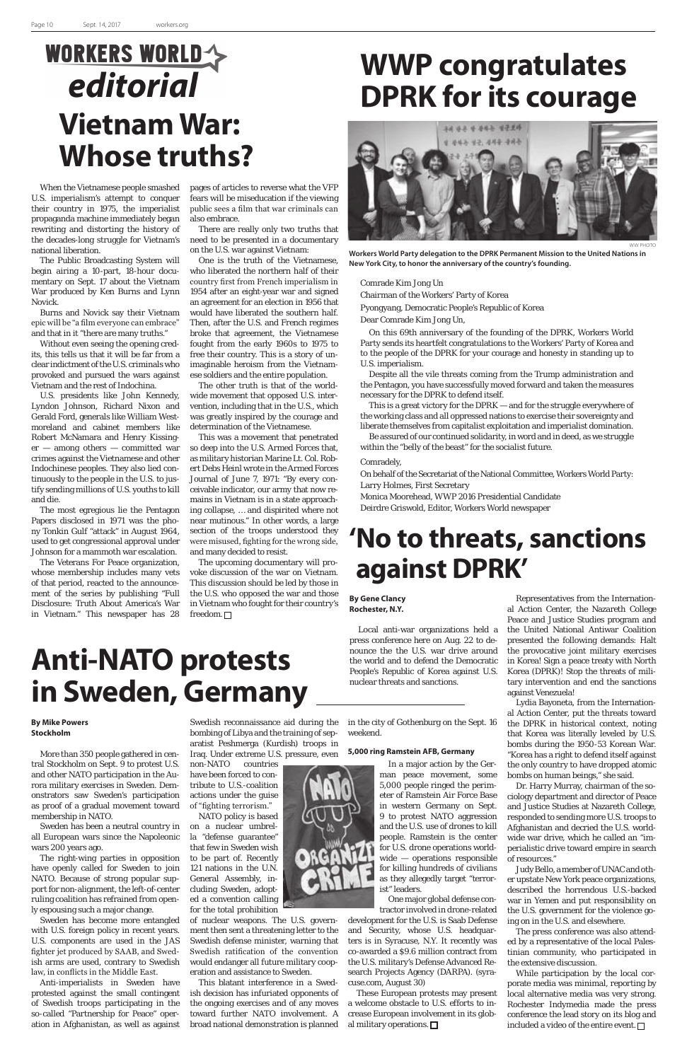# Workers World editorial

## Vietnam War: Whose truths?

When the Vietnamese people smashed U.S. imperialism's attempt to conquer their country in 1975, the imperialist propaganda machine immediately began rewriting and distorting the history of the decades-long struggle for Vietnam's national liberation.

The Public Broadcasting System will begin airing a 10-part, 18-hour documentary on Sept. 17 about the Vietnam War produced by Ken Burns and Lynn Novick.

Burns and Novick say their Vietnam epic will be "a film everyone can embrace" and that in it "there are many truths."

Without even seeing the opening credits, this tells us that it will be far from a clear indictment of the U.S. criminals who provoked and pursued the wars against Vietnam and the rest of Indochina.

U.S. presidents like John Kennedy, Lyndon Johnson, Richard Nixon and Gerald Ford, generals like William Westmoreland and cabinet members like Robert McNamara and Henry Kissinger — among others — committed war crimes against the Vietnamese and other Indochinese peoples. They also lied continuously to the people in the U.S. to justify sending millions of U.S. youths to kill and die.

The most egregious lie the Pentagon Papers disclosed in 1971 was the phony Tonkin Gulf "attack" in August 1964, used to get congressional approval under Johnson for a mammoth war escalation.

The Veterans For Peace organization, whose membership includes many vets of that period, reacted to the announcement of the series by publishing "Full Disclosure: Truth About America's War in Vietnam." This newspaper has 28 pages of articles to reverse what the VFP fears will be miseducation if the viewing public sees a film that war criminals can also embrace.

There are really only two truths that need to be presented in a documentary on the U.S. war against Vietnam:

One is the truth of the Vietnamese, who liberated the northern half of their country first from French imperialism in 1954 after an eight-year war and signed an agreement for an election in 1956 that would have liberated the southern half. Then, after the U.S. and French regimes broke that agreement, the Vietnamese fought from the early 1960s to 1975 to free their country. This is a story of unimaginable heroism from the Vietnamese soldiers and the entire population.

The other truth is that of the worldwide movement that opposed U.S. intervention, including that in the U.S., which was greatly inspired by the courage and determination of the Vietnamese.

This was a movement that penetrated so deep into the U.S. Armed Forces that, as military historian Marine Lt. Col. Robert Debs Heinl wrote in the Armed Forces Journal of June 7, 1971: "By every conceivable indicator, our army that now remains in Vietnam is in a state approaching collapse, … and dispirited where not near mutinous." In other words, a large section of the troops understood they were misused, fighting for the wrong side, and many decided to resist.

The upcoming documentary will provoke discussion of the war on Vietnam. This discussion should be led by those in the U.S. who opposed the war and those in Vietnam who fought for their country's freedom. □

# WWP congratulates DPRK for its courage

WW PHOTO

**Workers World Party delegation to the DPRK Permanent Mission to the United Nations in New York City, to honor the anniversary of the country's founding.**

Comrade Kim Jong Un

Chairman of the Workers' Party of Korea

Pyongyang, Democratic People's Republic of Korea

Dear Comrade Kim Jong Un,

On this 69th anniversary of the founding of the DPRK, Workers World Party sends its heartfelt congratulations to the Workers' Party of Korea and to the people of the DPRK for your courage and honesty in standing up to U.S. imperialism.

Despite all the vile threats coming from the Trump administration and the Pentagon, you have successfully moved forward and taken the measures necessary for the DPRK to defend itself.

This is a great victory for the DPRK — and for the struggle everywhere of the working class and all oppressed nations to exercise their sovereignty and liberate themselves from capitalist exploitation and imperialist domination.

Be assured of our continued solidarity, in word and in deed, as we struggle within the "belly of the beast" for the socialist future.

Comradely,

On behalf of the Secretariat of the National Committee, Workers World Party:
Larry Holmes, First Secretary
Monica Moorehead, WWP 2016 Presidential Candidate
Deirdre Griswold, Editor, Workers World newspaper

# 'No to threats, sanctions against DPRK'

**By Gene Clancy**
**Rochester, N.Y.**

Local anti-war organizations held a press conference here on Aug. 22 to denounce the the U.S. war drive around the world and to defend the Democratic People's Republic of Korea against U.S. nuclear threats and sanctions.

Representatives from the International Action Center, the Nazareth College Peace and Justice Studies program and the United National Antiwar Coalition presented the following demands: Halt the provocative joint military exercises in Korea! Sign a peace treaty with North Korea (DPRK)! Stop the threats of military intervention and end the sanctions against Venezuela!

Lydia Bayoneta, from the International Action Center, put the threats toward the DPRK in historical context, noting that Korea was literally leveled by U.S. bombs during the 1950-53 Korean War. "Korea has a right to defend itself against the only country to have dropped atomic bombs on human beings," she said.

Dr. Harry Murray, chairman of the sociology department and director of Peace and Justice Studies at Nazareth College, responded to sending more U.S. troops to Afghanistan and decried the U.S. worldwide war drive, which he called an "imperialistic drive toward empire in search of resources."

Judy Bello, a member of UNAC and other upstate New York peace organizations, described the horrendous U.S.-backed war in Yemen and put responsibility on the U.S. government for the violence going on in the U.S. and elsewhere.

The press conference was also attended by a representative of the local Palestinian community, who participated in the extensive discussion.

While participation by the local corporate media was minimal, reporting by local alternative media was very strong. Rochester Indymedia made the press conference the lead story on its blog and included a video of the entire event. □

# Anti-NATO protests in Sweden, Germany

**By Mike Powers**
**Stockholm**

More than 350 people gathered in central Stockholm on Sept. 9 to protest U.S. and other NATO participation in the Aurora military exercises in Sweden. Demonstrators saw Sweden's participation as proof of a gradual movement toward membership in NATO.

Sweden has been a neutral country in all European wars since the Napoleonic wars 200 years ago.

The right-wing parties in opposition have openly called for Sweden to join NATO. Because of strong popular support for non-alignment, the left-of-center ruling coalition has refrained from openly espousing such a major change.

Sweden has become more entangled with U.S. foreign policy in recent years. U.S. components are used in the JAS fighter jet produced by SAAB, and Swedish arms are used, contrary to Swedish law, in conflicts in the Middle East.

Anti-imperialists in Sweden have protested against the small contingent of Swedish troops participating in the so-called "Partnership for Peace" operation in Afghanistan, as well as against Swedish reconnaissance aid during the bombing of Libya and the training of separatist Peshmerga (Kurdish) troops in Iraq. Under extreme U.S. pressure, even non-NATO countries have been forced to contribute to U.S.-coalition actions under the guise of "fighting terrorism."

NATO policy is based on a nuclear umbrella "defense guarantee" that few in Sweden wish to be part of. Recently 121 nations in the U.N. General Assembly, including Sweden, adopted a convention calling for the total prohibition of nuclear weapons. The U.S. government then sent a threatening letter to the Swedish defense minister, warning that Swedish ratification of the convention would endanger all future military cooperation and assistance to Sweden.

This blatant interference in a Swedish decision has infuriated opponents of the ongoing exercises and of any moves toward further NATO involvement. A broad national demonstration is planned in the city of Gothenburg on the Sept. 16 weekend.

### 5,000 ring Ramstein AFB, Germany

In a major action by the German peace movement, some 5,000 people ringed the perimeter of Ramstein Air Force Base in western Germany on Sept. 9 to protest NATO aggression and the U.S. use of drones to kill people. Ramstein is the center for U.S. drone operations worldwide — operations responsible for killing hundreds of civilians as they allegedly target "terrorist" leaders.

One major global defense contractor involved in drone-related development for the U.S. is Saab Defense and Security, whose U.S. headquarters is in Syracuse, N.Y. It recently was co-awarded a $9.6 million contract from the U.S. military's Defense Advanced Research Projects Agency (DARPA). (syracuse.com, August 30)

These European protests may present a welcome obstacle to U.S. efforts to increase European involvement in its global military operations. □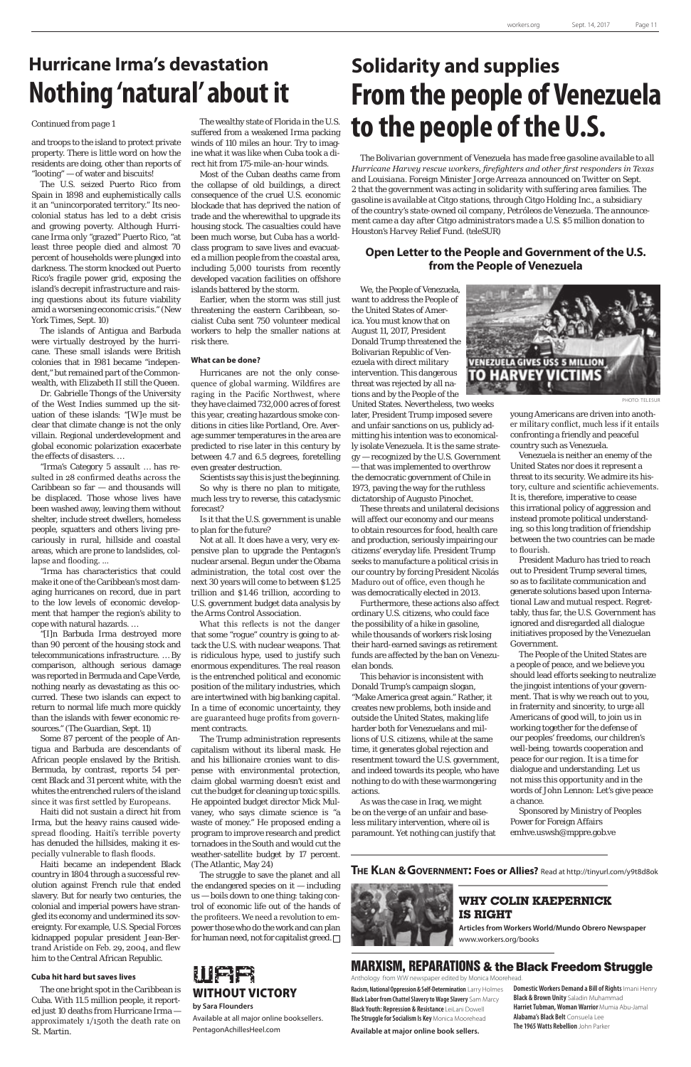# Hurricane Irma's devastation

# Nothing 'natural' about it

Continued from page 1

and troops to the island to protect private property. There is little word on how the residents are doing, other than reports of "looting" — of water and biscuits!

The U.S. seized Puerto Rico from Spain in 1898 and euphemistically calls it an "unincorporated territory." Its neocolonial status has led to a debt crisis and growing poverty. Although Hurricane Irma only "grazed" Puerto Rico, "at least three people died and almost 70 percent of households were plunged into darkness. The storm knocked out Puerto Rico's fragile power grid, exposing the island's decrepit infrastructure and raising questions about its future viability amid a worsening economic crisis." (New York Times, Sept. 10)

The islands of Antigua and Barbuda were virtually destroyed by the hurricane. These small islands were British colonies that in 1981 became "independent," but remained part of the Commonwealth, with Elizabeth II still the Queen.

Dr. Gabrielle Thongs of the University of the West Indies summed up the situation of these islands: "[W]e must be clear that climate change is not the only villain. Regional underdevelopment and global economic polarization exacerbate the effects of disasters. …

"Irma's Category 5 assault … has resulted in 28 confirmed deaths across the Caribbean so far — and thousands will be displaced. Those whose lives have been washed away, leaving them without shelter, include street dwellers, homeless people, squatters and others living precariously in rural, hillside and coastal areas, which are prone to landslides, collapse and flooding. …

"Irma has characteristics that could make it one of the Caribbean's most damaging hurricanes on record, due in part to the low levels of economic development that hamper the region's ability to cope with natural hazards. …

"[I]n Barbuda Irma destroyed more than 90 percent of the housing stock and telecommunications infrastructure. … By comparison, although serious damage was reported in Bermuda and Cape Verde, nothing nearly as devastating as this occurred. These two islands can expect to return to normal life much more quickly than the islands with fewer economic resources." (The Guardian, Sept. 11)

Some 87 percent of the people of Antigua and Barbuda are descendants of African people enslaved by the British. Bermuda, by contrast, reports 54 percent Black and 31 percent white, with the whites the entrenched rulers of the island since it was first settled by Europeans.

Haiti did not sustain a direct hit from Irma, but the heavy rains caused widespread flooding. Haiti's terrible poverty has denuded the hillsides, making it especially vulnerable to flash floods.

Haiti became an independent Black country in 1804 through a successful revolution against French rule that ended slavery. But for nearly two centuries, the colonial and imperial powers have strangled its economy and undermined its sovereignty. For example, U.S. Special Forces kidnapped popular president Jean-Bertrand Aristide on Feb. 29, 2004, and flew him to the Central African Republic.

### Cuba hit hard but saves lives

The one bright spot in the Caribbean is Cuba. With 11.5 million people, it reported just 10 deaths from Hurricane Irma — approximately 1/150th the death rate on St. Martin.

The wealthy state of Florida in the U.S. suffered from a weakened Irma packing winds of 110 miles an hour. Try to imagine what it was like when Cuba took a direct hit from 175-mile-an-hour winds.

Most of the Cuban deaths came from the collapse of old buildings, a direct consequence of the cruel U.S. economic blockade that has deprived the nation of trade and the wherewithal to upgrade its housing stock. The casualties could have been much worse, but Cuba has a world-class program to save lives and evacuated a million people from the coastal area, including 5,000 tourists from recently developed vacation facilities on offshore islands battered by the storm.

Earlier, when the storm was still just threatening the eastern Caribbean, socialist Cuba sent 750 volunteer medical workers to help the smaller nations at risk there.

### What can be done?

Hurricanes are not the only consequence of global warming. Wildfires are raging in the Pacific Northwest, where they have claimed 732,000 acres of forest this year, creating hazardous smoke conditions in cities like Portland, Ore. Average summer temperatures in the area are predicted to rise later in this century by between 4.7 and 6.5 degrees, foretelling even greater destruction.

Scientists say this is just the beginning.

So why is there no plan to mitigate, much less try to reverse, this cataclysmic forecast?

Is it that the U.S. government is unable to plan for the future?

Not at all. It does have a very, very expensive plan to upgrade the Pentagon's nuclear arsenal. Begun under the Obama administration, the total cost over the next 30 years will come to between $1.25 trillion and $1.46 trillion, according to U.S. government budget data analysis by the Arms Control Association.

What this reflects is not the danger that some "rogue" country is going to attack the U.S. with nuclear weapons. That is ridiculous hype, used to justify such enormous expenditures. The real reason is the entrenched political and economic position of the military industries, which are intertwined with big banking capital. In a time of economic uncertainty, they are guaranteed huge profits from government contracts.

The Trump administration represents capitalism without its liberal mask. He and his billionaire cronies want to dispense with environmental protection, claim global warming doesn't exist and cut the budget for cleaning up toxic spills. He appointed budget director Mick Mulvaney, who says climate science is "a waste of money." He proposed ending a program to improve research and predict tornadoes in the South and would cut the weather-satellite budget by 17 percent. (The Atlantic, May 24)

The struggle to save the planet and all the endangered species on it — including us — boils down to one thing: taking control of economic life out of the hands of the profiteers. We need a revolution to empower those who do the work and can plan for human need, not for capitalist greed. □

# Solidarity and supplies

# From the people of Venezuela to the people of the U.S.

*The Bolivarian government of Venezuela has made free gasoline available to all Hurricane Harvey rescue workers, firefighters and other first responders in Texas* and Louisiana. Foreign Minister Jorge Arreaza announced on Twitter on Sept. 2 that the government was acting in solidarity with suffering area families. The gasoline is available at Citgo stations, through Citgo Holding Inc., a subsidiary of the country's state-owned oil company, Petróleos de Venezuela. The announcement came a day after Citgo administrators made a U.S. $5 million donation to Houston's Harvey Relief Fund. (teleSUR)

## Open Letter to the People and Government of the U.S. from the People of Venezuela

We, the People of Venezuela, want to address the People of the United States of America. You must know that on August 11, 2017, President Donald Trump threatened the Bolivarian Republic of Venezuela with direct military intervention. This dangerous threat was rejected by all nations and by the People of the United States. Nevertheless, two weeks later, President Trump imposed severe and unfair sanctions on us, publicly admitting his intention was to economically isolate Venezuela. It is the same strategy — recognized by the U.S. Government — that was implemented to overthrow the democratic government of Chile in 1973, paving the way for the ruthless dictatorship of Augusto Pinochet.

VENEZUELA GIVES US$ 5 MILLION TO HARVEY VICTIMS

PHOTO: TELESUR

These threats and unilateral decisions will affect our economy and our means to obtain resources for food, health care and production, seriously impairing our citizens' everyday life. President Trump seeks to manufacture a political crisis in our country by forcing President Nicolás Maduro out of office, even though he was democratically elected in 2013.

Furthermore, these actions also affect ordinary U.S. citizens, who could face the possibility of a hike in gasoline, while thousands of workers risk losing their hard-earned savings as retirement funds are affected by the ban on Venezuelan bonds.

This behavior is inconsistent with Donald Trump's campaign slogan, "Make America great again." Rather, it creates new problems, both inside and outside the United States, making life harder both for Venezuelans and millions of U.S. citizens, while at the same time, it generates global rejection and resentment toward the U.S. government, and indeed towards its people, who have nothing to do with these warmongering actions.

As was the case in Iraq, we might be on the verge of an unfair and baseless military intervention, where oil is paramount. Yet nothing can justify that young Americans are driven into another military conflict, much less if it entails confronting a friendly and peaceful country such as Venezuela.

Venezuela is neither an enemy of the United States nor does it represent a threat to its security. We admire its history, culture and scientific achievements. It is, therefore, imperative to cease this irrational policy of aggression and instead promote political understanding, so this long tradition of friendship between the two countries can be made to flourish.

President Maduro has tried to reach out to President Trump several times, so as to facilitate communication and generate solutions based upon International Law and mutual respect. Regrettably, thus far, the U.S. Government has ignored and disregarded all dialogue initiatives proposed by the Venezuelan Government.

The People of the United States are a people of peace, and we believe you should lead efforts seeking to neutralize the jingoist intentions of your government. That is why we reach out to you, in fraternity and sincerity, to urge all Americans of good will, to join us in working together for the defense of our peoples' freedoms, our children's well-being, towards cooperation and peace for our region. It is a time for dialogue and understanding. Let us not miss this opportunity and in the words of John Lennon: Let's give peace a chance.

Sponsored by Ministry of Peoples Power for Foreign Affairs
emhve.uswsh@mppre.gob.ve

---

**THE KLAN & GOVERNMENT: Foes or Allies?** Read at http://tinyurl.com/y9t8d8ok

**WHY COLIN KAEPERNICK IS RIGHT**
**Articles from Workers World/Mundo Obrero Newspaper**
www.workers.org/books

**WAR WITHOUT VICTORY**
**by Sara Flounders**
Available at all major online booksellers.
PentagonAchillesHeel.com

**MARXISM, REPARATIONS & the Black Freedom Struggle**
Anthology from WW newspaper edited by Monica Moorehead.

**Racism, National Oppression & Self-Determination** Larry Holmes
**Black Labor from Chattel Slavery to Wage Slavery** Sam Marcy
**Black Youth: Repression & Resistance** LeiLani Dowell
**The Struggle for Socialism Is Key** Monica Moorehead
**Domestic Workers Demand a Bill of Rights** Imani Henry
**Black & Brown Unity** Saladin Muhammad
**Harriet Tubman, Woman Warrior** Mumia Abu-Jamal
**Alabama's Black Belt** Consuela Lee
**The 1965 Watts Rebellion** John Parker

**Available at major online book sellers.**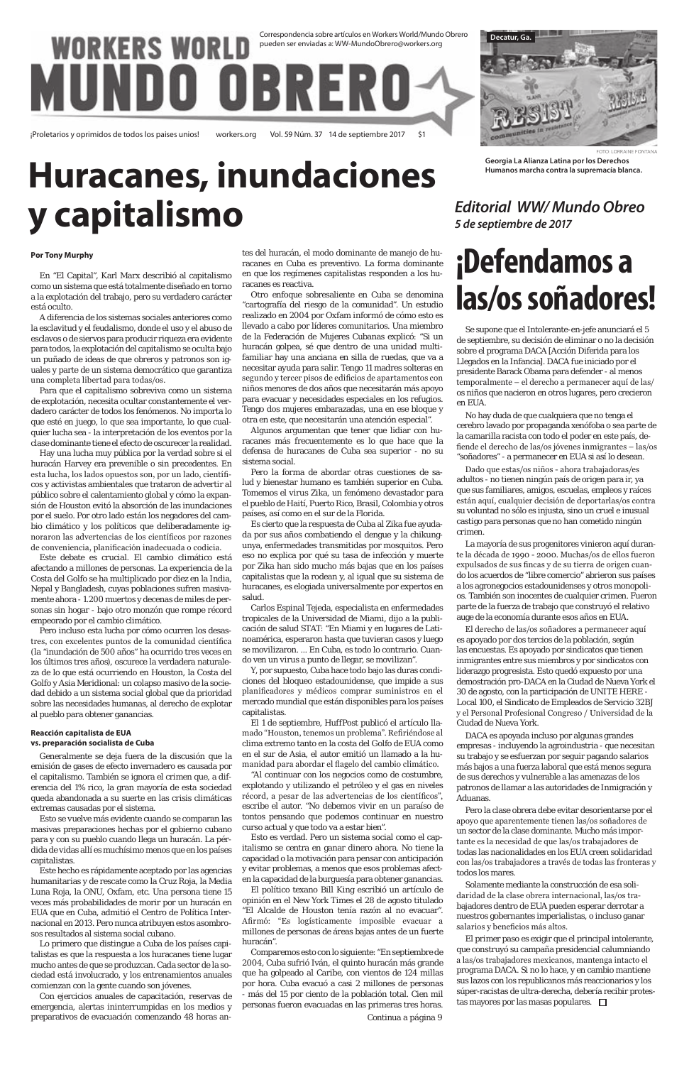# WORKERS WORLD MUNDO OBRERO

Correspondencia sobre artículos en Workers World/Mundo Obrero pueden ser enviadas a: WW-MundoObrero@workers.org

¡Proletarios y oprimidos de todos los paises unios! workers.org Vol. 59 Núm. 37 14 de septiembre 2017 $1

Decatur, Ga.

FOTO: LORRAINE FONTANA

**Georgia La Alianza Latina por los Derechos Humanos marcha contra la supremacía blanca.**

# Huracanes, inundaciones y capitalismo

**Por Tony Murphy**

En "El Capital", Karl Marx describió al capitalismo como un sistema que está totalmente diseñado en torno a la explotación del trabajo, pero su verdadero carácter está oculto.

A diferencia de los sistemas sociales anteriores como la esclavitud y el feudalismo, donde el uso y el abuso de esclavos o de siervos para producir riqueza era evidente para todos, la explotación del capitalismo se oculta bajo un puñado de ideas de que obreros y patronos son iguales y parte de un sistema democrático que garantiza una completa libertad para todas/os.

Para que el capitalismo sobreviva como un sistema de explotación, necesita ocultar constantemente el verdadero carácter de todos los fenómenos. No importa lo que esté en juego, lo que sea importante, lo que cualquier lucha sea - la interpretación de los eventos por la clase dominante tiene el efecto de oscurecer la realidad.

Hay una lucha muy pública por la verdad sobre si el huracán Harvey era prevenible o sin precedentes. En esta lucha, los lados opuestos son, por un lado, científicos y activistas ambientales que trataron de advertir al público sobre el calentamiento global y cómo la expansión de Houston evitó la absorción de las inundaciones por el suelo. Por otro lado están los negadores del cambio climático y los políticos que deliberadamente ignoraron las advertencias de los científicos por razones de conveniencia, planificación inadecuada o codicia.

Este debate es crucial. El cambio climático está afectando a millones de personas. La experiencia de la Costa del Golfo se ha multiplicado por diez en la India, Nepal y Bangladesh, cuyas poblaciones sufren masivamente ahora - 1.200 muertos y decenas de miles de personas sin hogar - bajo otro monzón que rompe récord empeorado por el cambio climático.

Pero incluso esta lucha por cómo ocurren los desastres, con excelentes puntos de la comunidad científica (la "inundación de 500 años" ha ocurrido tres veces en los últimos tres años), oscurece la verdadera naturaleza de lo que está ocurriendo en Houston, la Costa del Golfo y Asia Meridional: un colapso masivo de la sociedad debido a un sistema social global que da prioridad sobre las necesidades humanas, al derecho de explotar al pueblo para obtener ganancias.

**Reacción capitalista de EUA vs. preparación socialista de Cuba**

Generalmente se deja fuera de la discusión que la emisión de gases de efecto invernadero es causada por el capitalismo. También se ignora el crimen que, a diferencia del 1% rico, la gran mayoría de esta sociedad queda abandonada a su suerte en las crisis climáticas extremas causadas por el sistema.

Esto se vuelve más evidente cuando se comparan las masivas preparaciones hechas por el gobierno cubano para y con su pueblo cuando llega un huracán. La pérdida de vidas allí es muchísimo menos que en los países capitalistas.

Este hecho es rápidamente aceptado por las agencias humanitarias y de rescate como la Cruz Roja, la Media Luna Roja, la ONU, Oxfam, etc. Una persona tiene 15 veces más probabilidades de morir por un huracán en EUA que en Cuba, admitió el Centro de Política Internacional en 2013. Pero nunca atribuyen estos asombrosos resultados al sistema social cubano.

Lo primero que distingue a Cuba de los países capitalistas es que la respuesta a los huracanes tiene lugar mucho antes de que se produzcan. Cada sector de la sociedad está involucrado, y los entrenamientos anuales comienzan con la gente cuando son jóvenes.

Con ejercicios anuales de capacitación, reservas de emergencia, alertas ininterrumpidas en los medios y preparativos de evacuación comenzando 48 horas antes del huracán, el modo dominante de manejo de huracanes en Cuba es preventivo. La forma dominante en que los regímenes capitalistas responden a los huracanes es reactiva.

Otro enfoque sobresaliente en Cuba se denomina "cartografía del riesgo de la comunidad". Un estudio realizado en 2004 por Oxfam informó de cómo esto es llevado a cabo por líderes comunitarios. Una miembro de la Federación de Mujeres Cubanas explicó: "Si un huracán golpea, sé que dentro de una unidad multifamiliar hay una anciana en silla de ruedas, que va a necesitar ayuda para salir. Tengo 11 madres solteras en segundo y tercer piso de edificios de apartamentos con niños menores de dos años que necesitarán más apoyo para evacuar y necesidades especiales en los refugios. Tengo dos mujeres embarazadas, una en ese bloque y otra en este, que necesitarán una atención especial".

Algunos argumentan que tener que lidiar con huracanes más frecuentemente es lo que hace que la defensa de huracanes de Cuba sea superior - no su sistema social.

Pero la forma de abordar otras cuestiones de salud y bienestar humano es también superior en Cuba. Tomemos el virus Zika, un fenómeno devastador para el pueblo de Haití, Puerto Rico, Brasil, Colombia y otros países, así como en el sur de la Florida.

Es cierto que la respuesta de Cuba al Zika fue ayudada por sus años combatiendo el dengue y la chikungunya, enfermedades transmitidas por mosquitos. Pero eso no explica por qué su tasa de infección y muerte por Zika han sido mucho más bajas que en los países capitalistas que la rodean y, al igual que su sistema de huracanes, es elogiada universalmente por expertos en salud.

Carlos Espinal Tejeda, especialista en enfermedades tropicales de la Universidad de Miami, dijo a la publicación de salud STAT: "En Miami y en lugares de Latinoamérica, esperaron hasta que tuvieran casos y luego se movilizaron. ... En Cuba, es todo lo contrario. Cuando ve un virus a punto de llegar, se movilizan".

Y, por supuesto, Cuba hace todo bajo las duras condiciones del bloqueo estadounidense, que impide a sus planificadores y médicos comprar suministros en el mercado mundial que están disponibles para los países capitalistas.

El 1 de septiembre, HuffPost publicó el artículo llamado "Houston, tenemos un problema". Refiriéndose al clima extremo tanto en la costa del Golfo de EUA como en el sur de Asia, el autor emitió un llamado a la humanidad para abordar el flagelo del cambio climático.

"Al continuar con los negocios como de costumbre, explotando y utilizando el petróleo y el gas en niveles récord, a pesar de las advertencias de los científicos", escribe el autor. "No debemos vivir en un paraíso de tontos pensando que podemos continuar en nuestro curso actual y que todo va a estar bien".

Esto es verdad. Pero un sistema social como el capitalismo se centra en ganar dinero ahora. No tiene la capacidad o la motivación para pensar con anticipación y evitar problemas, a menos que esos problemas afecten a la capacidad de la burguesía para obtener ganancias.

El político texano Bill King escribió un artículo de opinión en el New York Times el 28 de agosto titulado "El Alcalde de Houston tenía razón al no evacuar". Afirmó: "Es logísticamente imposible evacuar a millones de personas de áreas bajas antes de un fuerte huracán".

Comparemos esto con lo siguiente: "En septiembre de 2004, Cuba sufrió Iván, el quinto huracán más grande que ha golpeado al Caribe, con vientos de 124 millas por hora. Cuba evacuó a casi 2 millones de personas - más del 15 por ciento de la población total. Cien mil personas fueron evacuadas en las primeras tres horas.

Continua a página 9

*Editorial WW/ Mundo Obreo*
*5 de septiembre de 2017*

# ¡Defendamos a las/os soñadores!

Se supone que el Intolerante-en-jefe anunciará el 5 de septiembre, su decisión de eliminar o no la decisión sobre el programa DACA [Acción Diferida para los Llegados en la Infancia]. DACA fue iniciado por el presidente Barack Obama para defender - al menos temporalmente – el derecho a permanecer aquí de las/os niños que nacieron en otros lugares, pero crecieron en EUA.

No hay duda de que cualquiera que no tenga el cerebro lavado por propaganda xenófoba o sea parte de la camarilla racista con todo el poder en este país, defiende el derecho de las/os jóvenes inmigrantes – las/os "soñadores" - a permanecer en EUA si así lo desean.

Dado que estas/os niños - ahora trabajadoras/es adultos - no tienen ningún país de origen para ir, ya que sus familiares, amigos, escuelas, empleos y raíces están aquí, cualquier decisión de deportarlas/os contra su voluntad no sólo es injusta, sino un cruel e inusual castigo para personas que no han cometido ningún crimen.

La mayoría de sus progenitores vinieron aquí durante la década de 1990 - 2000. Muchas/os de ellos fueron expulsados de sus fincas y de su tierra de origen cuando los acuerdos de "libre comercio" abrieron sus países a los agronegocios estadounidenses y otros monopolios. También son inocentes de cualquier crimen. Fueron parte de la fuerza de trabajo que construyó el relativo auge de la economía durante esos años en EUA.

El derecho de las/os soñadores a permanecer aquí es apoyado por dos tercios de la población, según las encuestas. Es apoyado por sindicatos que tienen inmigrantes entre sus miembros y por sindicatos con liderazgo progresista. Esto quedó expuesto por una demostración pro-DACA en la Ciudad de Nueva York el 30 de agosto, con la participación de UNITE HERE - Local 100, el Sindicato de Empleados de Servicio 32BJ y el Personal Profesional Congreso / Universidad de la Ciudad de Nueva York.

DACA es apoyada incluso por algunas grandes empresas - incluyendo la agroindustria - que necesitan su trabajo y se esfuerzan por seguir pagando salarios más bajos a una fuerza laboral que está menos segura de sus derechos y vulnerable a las amenazas de los patronos de llamar a las autoridades de Inmigración y Aduanas.

Pero la clase obrera debe evitar desorientarse por el apoyo que aparentemente tienen las/os soñadores de un sector de la clase dominante. Mucho más importante es la necesidad de que las/os trabajadores de todas las nacionalidades en los EUA creen solidaridad con las/os trabajadores a través de todas las fronteras y todos los mares.

Solamente mediante la construcción de esa solidaridad de la clase obrera internacional, las/os trabajadores dentro de EUA pueden esperar derrotar a nuestros gobernantes imperialistas, o incluso ganar salarios y beneficios más altos.

El primer paso es exigir que el principal intolerante, que construyó su campaña presidencial calumniando a las/os trabajadores mexicanos, mantenga intacto el programa DACA. Si no lo hace, y en cambio mantiene sus lazos con los republicanos más reaccionarios y los súper-racistas de ultra-derecha, debería recibir protestas mayores por las masas populares. ☐